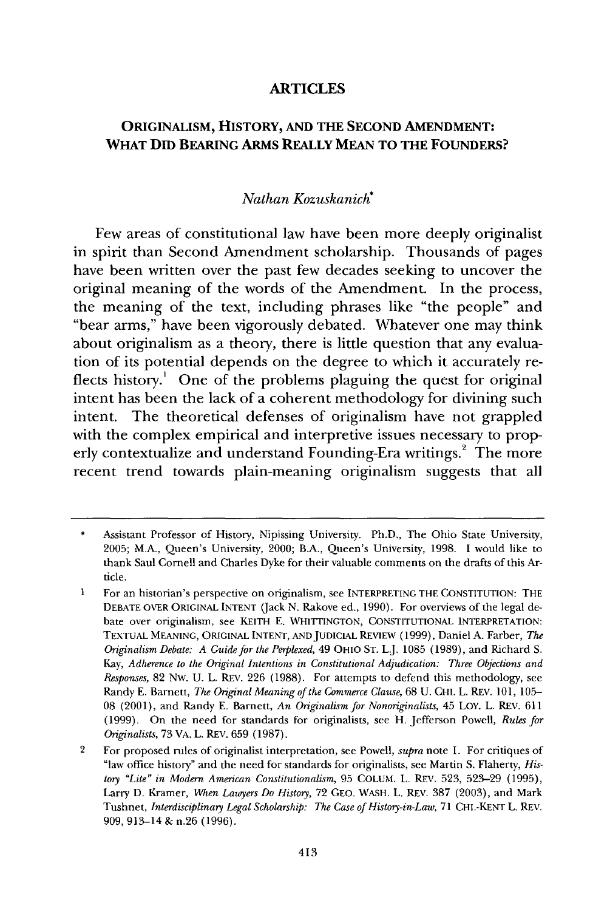## ARTICLES

# ORIGINALISM, HISTORY, AND THE SECOND AMENDMENT: WHAT DID BEARING ARMS REALLY MEAN TO THE FOUNDERS?

*Nathan Kozuskanich**

Few areas of constitutional law have been more deeply originalist in spirit than Second Amendment scholarship. Thousands of pages have been written over the past few decades seeking to uncover the original meaning of the words of the Amendment. In the process, the meaning of the text, including phrases like "the people" and "bear arms," have been vigorously debated. Whatever one may think about originalism as a theory, there is little question that any evaluation of its potential depends on the degree to which it accurately reflects history.[1] One of the problems plaguing the quest for original intent has been the lack of a coherent methodology for divining such intent. The theoretical defenses of originalism have not grappled with the complex empirical and interpretive issues necessary to properly contextualize and understand Founding-Era writings.[2] The more recent trend towards plain-meaning originalism suggests that all

---

\* Assistant Professor of History, Nipissing University. Ph.D., The Ohio State University, 2005; M.A., Queen's University, 2000; B.A., Queen's University, 1998. I would like to thank Saul Cornell and Charles Dyke for their valuable comments on the drafts of this Article.

1 For an historian's perspective on originalism, see INTERPRETING THE CONSTITUTION: THE DEBATE OVER ORIGINAL INTENT (Jack N. Rakove ed., 1990). For overviews of the legal debate over originalism, see KEITH E. WHITTINGTON, CONSTITUTIONAL INTERPRETATION: TEXTUAL MEANING, ORIGINAL INTENT, AND JUDICIAL REVIEW (1999), Daniel A. Farber, *The Originalism Debate: A Guide for the Perplexed*, 49 OHIO ST. L.J. 1085 (1989), and Richard S. Kay, *Adherence to the Original Intentions in Constitutional Adjudication: Three Objections and Responses*, 82 NW. U. L. REV. 226 (1988). For attempts to defend this methodology, see Randy E. Barnett, *The Original Meaning of the Commerce Clause*, 68 U. CHI. L. REV. 101, 105–08 (2001), and Randy E. Barnett, *An Originalism for Nonoriginalists*, 45 LOY. L. REV. 611 (1999). On the need for standards for originalists, see H. Jefferson Powell, *Rules for Originalists*, 73 VA. L. REV. 659 (1987).

2 For proposed rules of originalist interpretation, see Powell, *supra* note 1. For critiques of "law office history" and the need for standards for originalists, see Martin S. Flaherty, *History "Lite" in Modern American Constitutionalism*, 95 COLUM. L. REV. 523, 523–29 (1995), Larry D. Kramer, *When Lawyers Do History*, 72 GEO. WASH. L. REV. 387 (2003), and Mark Tushnet, *Interdisciplinary Legal Scholarship: The Case of History-in-Law*, 71 CHI.-KENT L. REV. 909, 913–14 & n.26 (1996).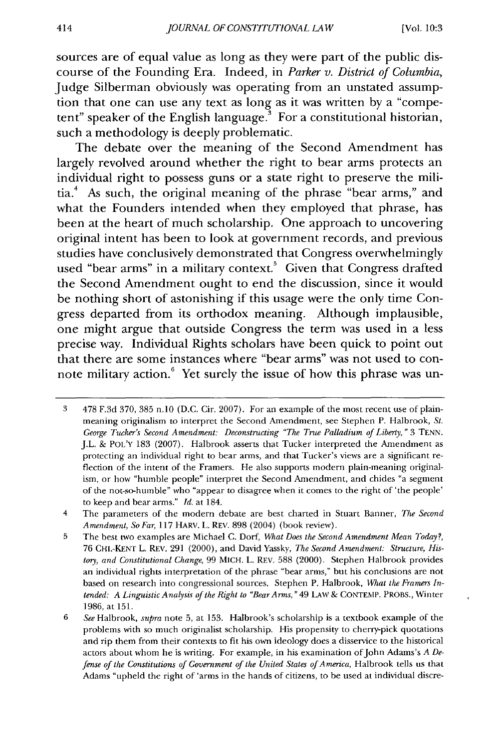sources are of equal value as long as they were part of the public discourse of the Founding Era. Indeed, in *Parker v. District of Columbia*, Judge Silberman obviously was operating from an unstated assumption that one can use any text as long as it was written by a "competent" speaker of the English language.[3] For a constitutional historian, such a methodology is deeply problematic.

The debate over the meaning of the Second Amendment has largely revolved around whether the right to bear arms protects an individual right to possess guns or a state right to preserve the militia.[4] As such, the original meaning of the phrase "bear arms," and what the Founders intended when they employed that phrase, has been at the heart of much scholarship. One approach to uncovering original intent has been to look at government records, and previous studies have conclusively demonstrated that Congress overwhelmingly used "bear arms" in a military context.[5] Given that Congress drafted the Second Amendment ought to end the discussion, since it would be nothing short of astonishing if this usage were the only time Congress departed from its orthodox meaning. Although implausible, one might argue that outside Congress the term was used in a less precise way. Individual Rights scholars have been quick to point out that there are some instances where "bear arms" was not used to connote military action.[6] Yet surely the issue of how this phrase was un-

---

3 478 F.3d 370, 385 n.10 (D.C. Cir. 2007). For an example of the most recent use of plain-meaning originalism to interpret the Second Amendment, see Stephen P. Halbrook, *St. George Tucker's Second Amendment: Deconstructing "The True Palladium of Liberty,"* 3 TENN. J.L. & POL'Y 183 (2007). Halbrook asserts that Tucker interpreted the Amendment as protecting an individual right to bear arms, and that Tucker's views are a significant reflection of the intent of the Framers. He also supports modern plain-meaning originalism, or how "humble people" interpret the Second Amendment, and chides "a segment of the not-so-humble" who "appear to disagree when it comes to the right of 'the people' to keep and bear arms." *Id.* at 184.

4 The parameters of the modern debate are best charted in Stuart Banner, *The Second Amendment, So Far*, 117 HARV. L. REV. 898 (2004) (book review).

5 The best two examples are Michael C. Dorf, *What Does the Second Amendment Mean Today?*, 76 CHI.-KENT L. REV. 291 (2000), and David Yassky, *The Second Amendment: Structure, History, and Constitutional Change*, 99 MICH. L. REV. 588 (2000). Stephen Halbrook provides an individual rights interpretation of the phrase "bear arms," but his conclusions are not based on research into congressional sources. Stephen P. Halbrook, *What the Framers Intended: A Linguistic Analysis of the Right to "Bear Arms,"* 49 LAW & CONTEMP. PROBS., Winter 1986, at 151.

6 *See* Halbrook, *supra* note 5, at 153. Halbrook's scholarship is a textbook example of the problems with so much originalist scholarship. His propensity to cherry-pick quotations and rip them from their contexts to fit his own ideology does a disservice to the historical actors about whom he is writing. For example, in his examination of John Adams's *A Defense of the Constitutions of Government of the United States of America*, Halbrook tells us that Adams "upheld the right of 'arms in the hands of citizens, to be used at individual discre-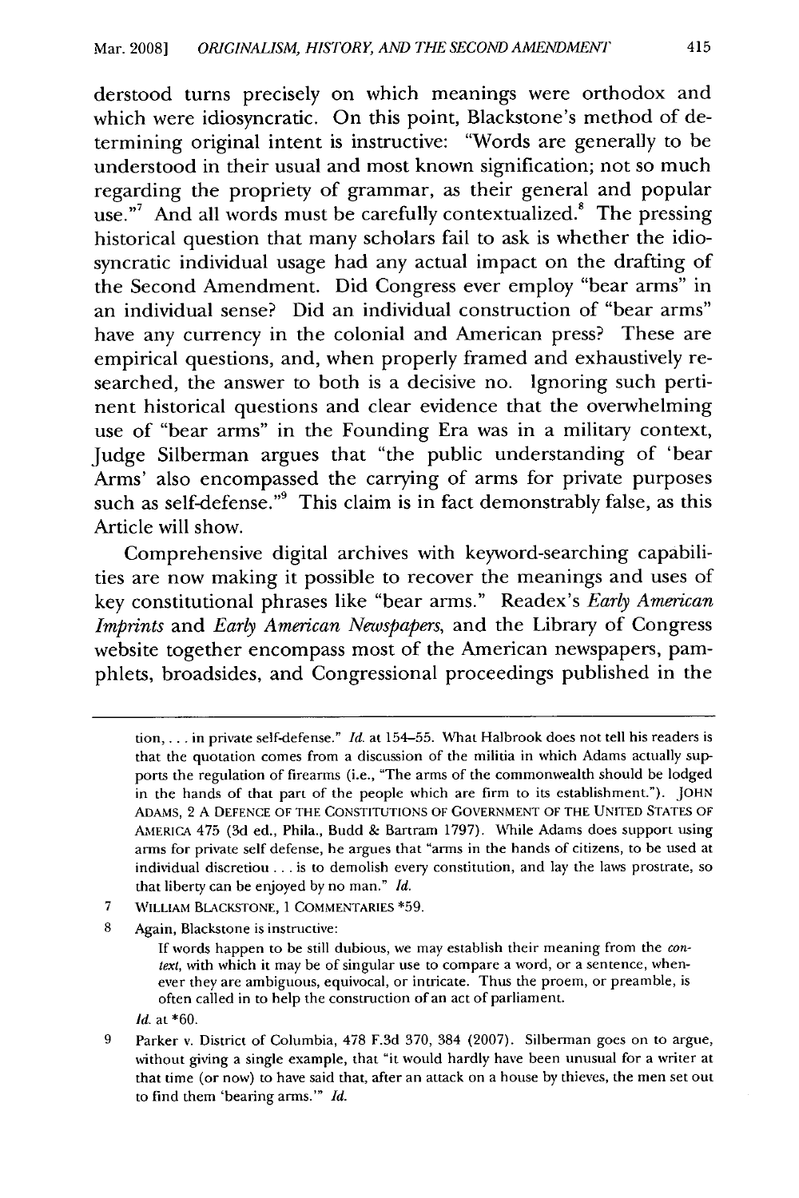derstood turns precisely on which meanings were orthodox and which were idiosyncratic. On this point, Blackstone's method of determining original intent is instructive: "Words are generally to be understood in their usual and most known signification; not so much regarding the propriety of grammar, as their general and popular use."[7] And all words must be carefully contextualized.[8] The pressing historical question that many scholars fail to ask is whether the idiosyncratic individual usage had any actual impact on the drafting of the Second Amendment. Did Congress ever employ "bear arms" in an individual sense? Did an individual construction of "bear arms" have any currency in the colonial and American press? These are empirical questions, and, when properly framed and exhaustively researched, the answer to both is a decisive no. Ignoring such pertinent historical questions and clear evidence that the overwhelming use of "bear arms" in the Founding Era was in a military context, Judge Silberman argues that "the public understanding of 'bear Arms' also encompassed the carrying of arms for private purposes such as self-defense."[9] This claim is in fact demonstrably false, as this Article will show.

Comprehensive digital archives with keyword-searching capabilities are now making it possible to recover the meanings and uses of key constitutional phrases like "bear arms." Readex's *Early American Imprints* and *Early American Newspapers*, and the Library of Congress website together encompass most of the American newspapers, pamphlets, broadsides, and Congressional proceedings published in the

---

tion, . . . in private self-defense." *Id.* at 154–55. What Halbrook does not tell his readers is that the quotation comes from a discussion of the militia in which Adams actually supports the regulation of firearms (i.e., "The arms of the commonwealth should be lodged in the hands of that part of the people which are firm to its establishment."). JOHN ADAMS, 2 A DEFENCE OF THE CONSTITUTIONS OF GOVERNMENT OF THE UNITED STATES OF AMERICA 475 (3d ed., Phila., Budd & Bartram 1797). While Adams does support using arms for private self defense, he argues that "arms in the hands of citizens, to be used at individual discretion . . . is to demolish every constitution, and lay the laws prostrate, so that liberty can be enjoyed by no man." *Id.*

7 WILLIAM BLACKSTONE, 1 COMMENTARIES *59.

8 Again, Blackstone is instructive:

> If words happen to be still dubious, we may establish their meaning from the *context*, with which it may be of singular use to compare a word, or a sentence, whenever they are ambiguous, equivocal, or intricate. Thus the proem, or preamble, is often called in to help the construction of an act of parliament.

*Id.* at *60.

9 Parker v. District of Columbia, 478 F.3d 370, 384 (2007). Silberman goes on to argue, without giving a single example, that "it would hardly have been unusual for a writer at that time (or now) to have said that, after an attack on a house by thieves, the men set out to find them 'bearing arms.'" *Id.*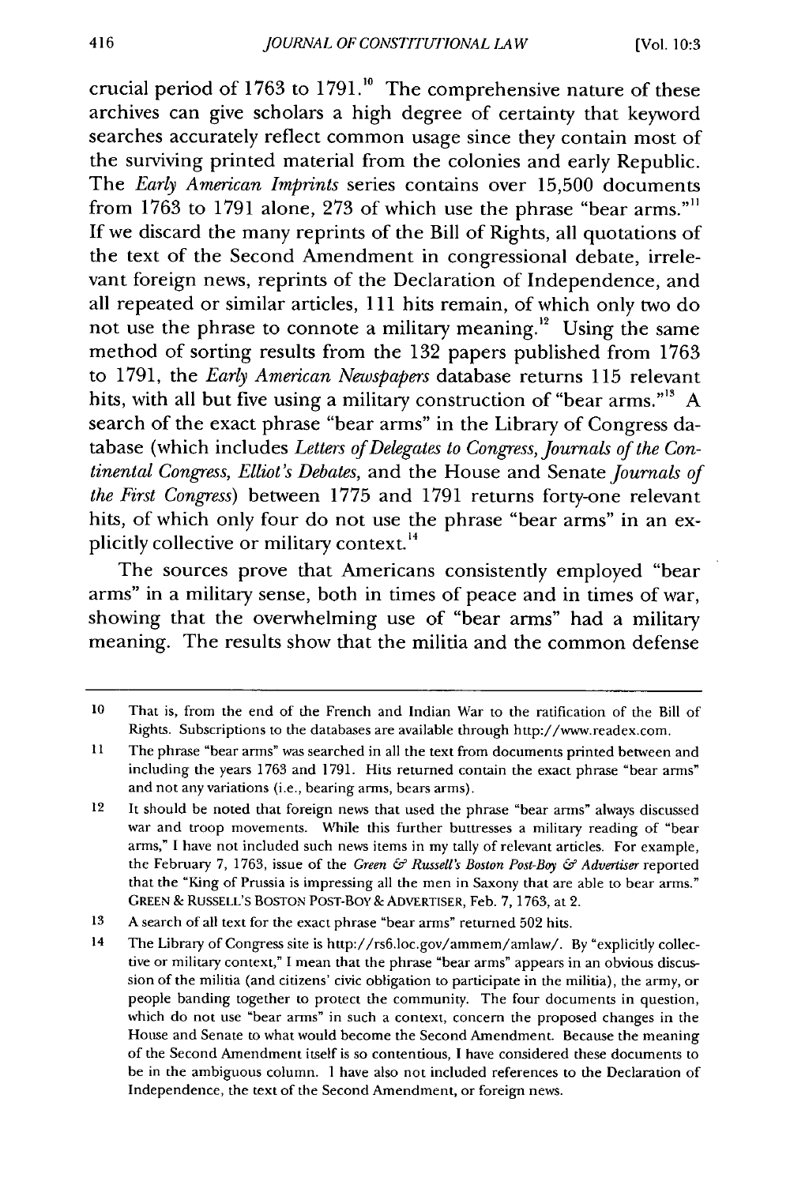crucial period of 1763 to 1791.[10] The comprehensive nature of these archives can give scholars a high degree of certainty that keyword searches accurately reflect common usage since they contain most of the surviving printed material from the colonies and early Republic. The *Early American Imprints* series contains over 15,500 documents from 1763 to 1791 alone, 273 of which use the phrase "bear arms."[11] If we discard the many reprints of the Bill of Rights, all quotations of the text of the Second Amendment in congressional debate, irrelevant foreign news, reprints of the Declaration of Independence, and all repeated or similar articles, 111 hits remain, of which only two do not use the phrase to connote a military meaning.[12] Using the same method of sorting results from the 132 papers published from 1763 to 1791, the *Early American Newspapers* database returns 115 relevant hits, with all but five using a military construction of "bear arms."[13] A search of the exact phrase "bear arms" in the Library of Congress database (which includes *Letters of Delegates to Congress*, *Journals of the Continental Congress*, *Elliot's Debates*, and the House and Senate *Journals of the First Congress*) between 1775 and 1791 returns forty-one relevant hits, of which only four do not use the phrase "bear arms" in an explicitly collective or military context.[14]

The sources prove that Americans consistently employed "bear arms" in a military sense, both in times of peace and in times of war, showing that the overwhelming use of "bear arms" had a military meaning. The results show that the militia and the common defense

---

10 That is, from the end of the French and Indian War to the ratification of the Bill of Rights. Subscriptions to the databases are available through http://www.readex.com.

11 The phrase "bear arms" was searched in all the text from documents printed between and including the years 1763 and 1791. Hits returned contain the exact phrase "bear arms" and not any variations (i.e., bearing arms, bears arms).

12 It should be noted that foreign news that used the phrase "bear arms" always discussed war and troop movements. While this further buttresses a military reading of "bear arms," I have not included such news items in my tally of relevant articles. For example, the February 7, 1763, issue of the *Green & Russell's Boston Post-Boy & Advertiser* reported that the "King of Prussia is impressing all the men in Saxony that are able to bear arms." GREEN & RUSSELL'S BOSTON POST-BOY & ADVERTISER, Feb. 7, 1763, at 2.

13 A search of all text for the exact phrase "bear arms" returned 502 hits.

14 The Library of Congress site is http://rs6.loc.gov/ammem/amlaw/. By "explicitly collective or military context," I mean that the phrase "bear arms" appears in an obvious discussion of the militia (and citizens' civic obligation to participate in the militia), the army, or people banding together to protect the community. The four documents in question, which do not use "bear arms" in such a context, concern the proposed changes in the House and Senate to what would become the Second Amendment. Because the meaning of the Second Amendment itself is so contentious, I have considered these documents to be in the ambiguous column. I have also not included references to the Declaration of Independence, the text of the Second Amendment, or foreign news.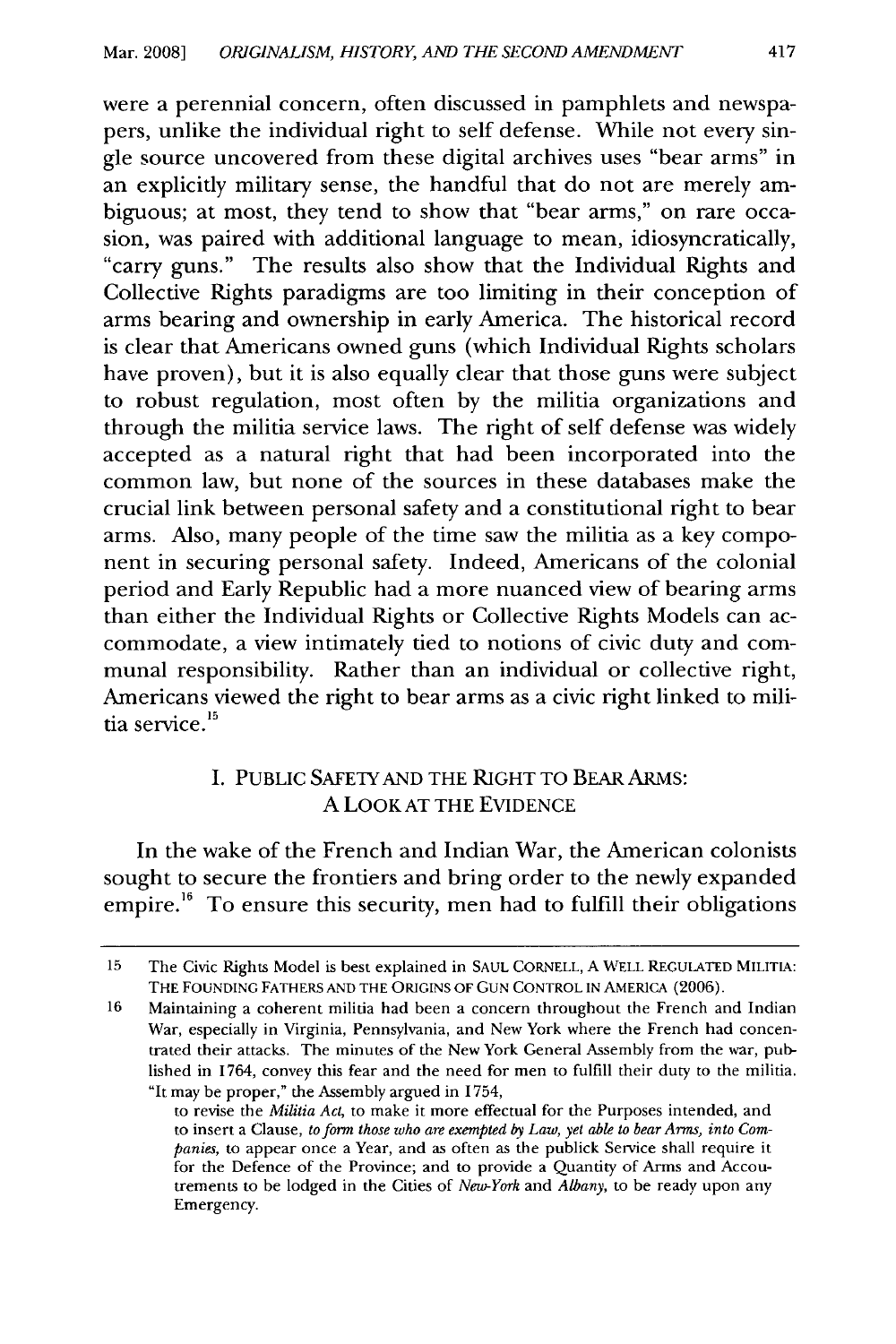were a perennial concern, often discussed in pamphlets and newspapers, unlike the individual right to self defense. While not every single source uncovered from these digital archives uses "bear arms" in an explicitly military sense, the handful that do not are merely ambiguous; at most, they tend to show that "bear arms," on rare occasion, was paired with additional language to mean, idiosyncratically, "carry guns." The results also show that the Individual Rights and Collective Rights paradigms are too limiting in their conception of arms bearing and ownership in early America. The historical record is clear that Americans owned guns (which Individual Rights scholars have proven), but it is also equally clear that those guns were subject to robust regulation, most often by the militia organizations and through the militia service laws. The right of self defense was widely accepted as a natural right that had been incorporated into the common law, but none of the sources in these databases make the crucial link between personal safety and a constitutional right to bear arms. Also, many people of the time saw the militia as a key component in securing personal safety. Indeed, Americans of the colonial period and Early Republic had a more nuanced view of bearing arms than either the Individual Rights or Collective Rights Models can accommodate, a view intimately tied to notions of civic duty and communal responsibility. Rather than an individual or collective right, Americans viewed the right to bear arms as a civic right linked to militia service.[15]

## I. PUBLIC SAFETY AND THE RIGHT TO BEAR ARMS: A LOOK AT THE EVIDENCE

In the wake of the French and Indian War, the American colonists sought to secure the frontiers and bring order to the newly expanded empire.[16] To ensure this security, men had to fulfill their obligations

---

15 The Civic Rights Model is best explained in SAUL CORNELL, A WELL REGULATED MILITIA: THE FOUNDING FATHERS AND THE ORIGINS OF GUN CONTROL IN AMERICA (2006).

16 Maintaining a coherent militia had been a concern throughout the French and Indian War, especially in Virginia, Pennsylvania, and New York where the French had concentrated their attacks. The minutes of the New York General Assembly from the war, published in 1764, convey this fear and the need for men to fulfill their duty to the militia. "It may be proper," the Assembly argued in 1754,

> to revise the *Militia Act*, to make it more effectual for the Purposes intended, and to insert a Clause, *to form those who are exempted by Law, yet able to bear Arms, into Companies*, to appear once a Year, and as often as the publick Service shall require it for the Defence of the Province; and to provide a Quantity of Arms and Accoutrements to be lodged in the Cities of *New-York* and *Albany*, to be ready upon any Emergency.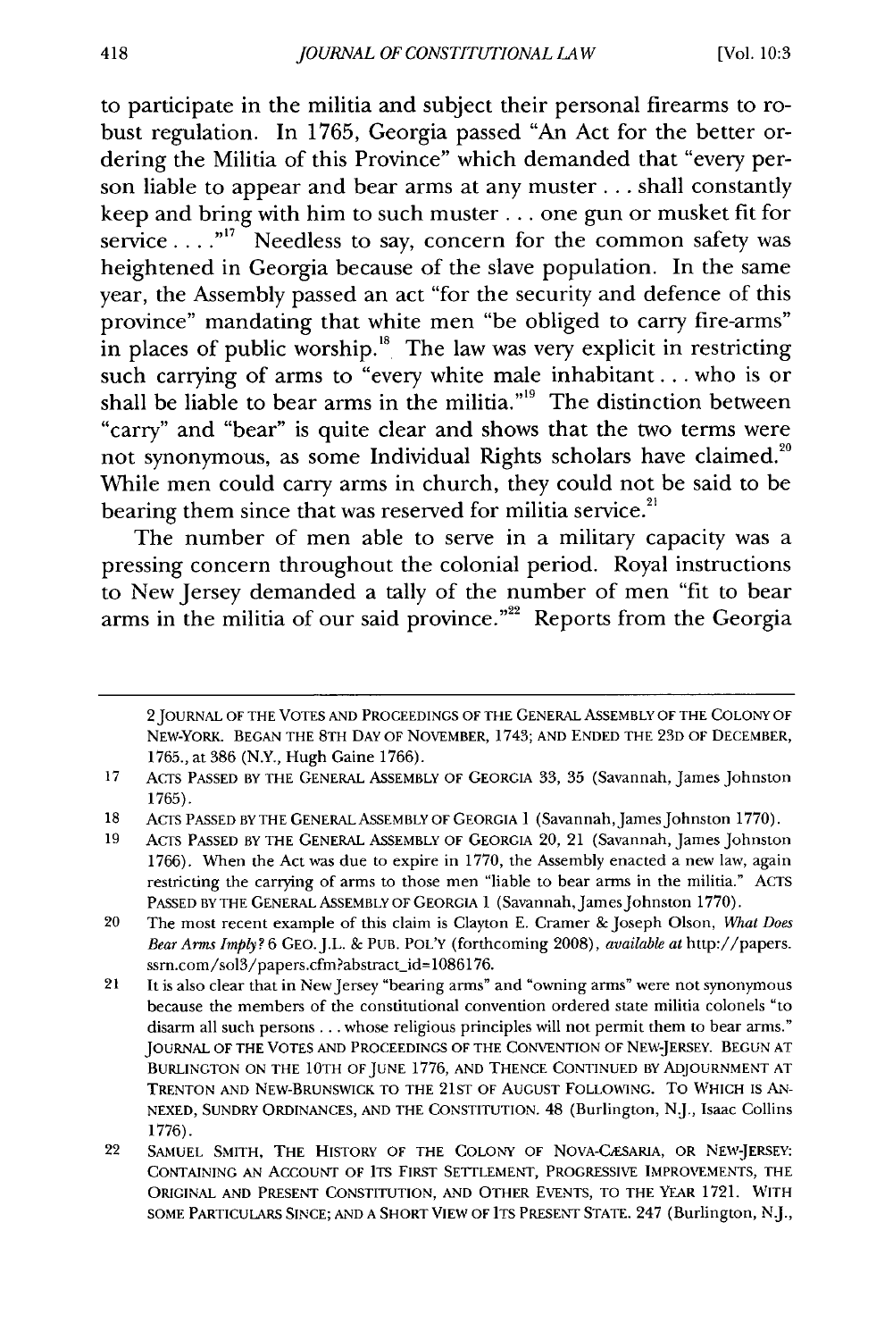to participate in the militia and subject their personal firearms to robust regulation. In 1765, Georgia passed "An Act for the better ordering the Militia of this Province" which demanded that "every person liable to appear and bear arms at any muster . . . shall constantly keep and bring with him to such muster . . . one gun or musket fit for service . . . ."[17] Needless to say, concern for the common safety was heightened in Georgia because of the slave population. In the same year, the Assembly passed an act "for the security and defence of this province" mandating that white men "be obliged to carry fire-arms" in places of public worship.[18] The law was very explicit in restricting such carrying of arms to "every white male inhabitant . . . who is or shall be liable to bear arms in the militia."[19] The distinction between "carry" and "bear" is quite clear and shows that the two terms were not synonymous, as some Individual Rights scholars have claimed.[20] While men could carry arms in church, they could not be said to be bearing them since that was reserved for militia service.[21]

The number of men able to serve in a military capacity was a pressing concern throughout the colonial period. Royal instructions to New Jersey demanded a tally of the number of men "fit to bear arms in the militia of our said province."[22] Reports from the Georgia

---

2 JOURNAL OF THE VOTES AND PROCEEDINGS OF THE GENERAL ASSEMBLY OF THE COLONY OF NEW-YORK. BEGAN THE 8TH DAY OF NOVEMBER, 1743; AND ENDED THE 23D OF DECEMBER, 1765., at 386 (N.Y., Hugh Gaine 1766).

17 ACTS PASSED BY THE GENERAL ASSEMBLY OF GEORGIA 33, 35 (Savannah, James Johnston 1765).

18 ACTS PASSED BY THE GENERAL ASSEMBLY OF GEORGIA 1 (Savannah, James Johnston 1770).

19 ACTS PASSED BY THE GENERAL ASSEMBLY OF GEORGIA 20, 21 (Savannah, James Johnston 1766). When the Act was due to expire in 1770, the Assembly enacted a new law, again restricting the carrying of arms to those men "liable to bear arms in the militia." ACTS PASSED BY THE GENERAL ASSEMBLY OF GEORGIA 1 (Savannah, James Johnston 1770).

20 The most recent example of this claim is Clayton E. Cramer & Joseph Olson, *What Does Bear Arms Imply?* 6 GEO. J.L. & PUB. POL'Y (forthcoming 2008), *available at* http://papers.ssrn.com/sol3/papers.cfm?abstract_id=1086176.

21 It is also clear that in New Jersey "bearing arms" and "owning arms" were not synonymous because the members of the constitutional convention ordered state militia colonels "to disarm all such persons . . . whose religious principles will not permit them to bear arms." JOURNAL OF THE VOTES AND PROCEEDINGS OF THE CONVENTION OF NEW-JERSEY. BEGUN AT BURLINGTON ON THE 10TH OF JUNE 1776, AND THENCE CONTINUED BY ADJOURNMENT AT TRENTON AND NEW-BRUNSWICK TO THE 21ST OF AUGUST FOLLOWING. TO WHICH IS ANNEXED, SUNDRY ORDINANCES, AND THE CONSTITUTION. 48 (Burlington, N.J., Isaac Collins 1776).

22 SAMUEL SMITH, THE HISTORY OF THE COLONY OF NOVA-CÆSARIA, OR NEW-JERSEY: CONTAINING AN ACCOUNT OF ITS FIRST SETTLEMENT, PROGRESSIVE IMPROVEMENTS, THE ORIGINAL AND PRESENT CONSTITUTION, AND OTHER EVENTS, TO THE YEAR 1721. WITH SOME PARTICULARS SINCE; AND A SHORT VIEW OF ITS PRESENT STATE. 247 (Burlington, N.J.,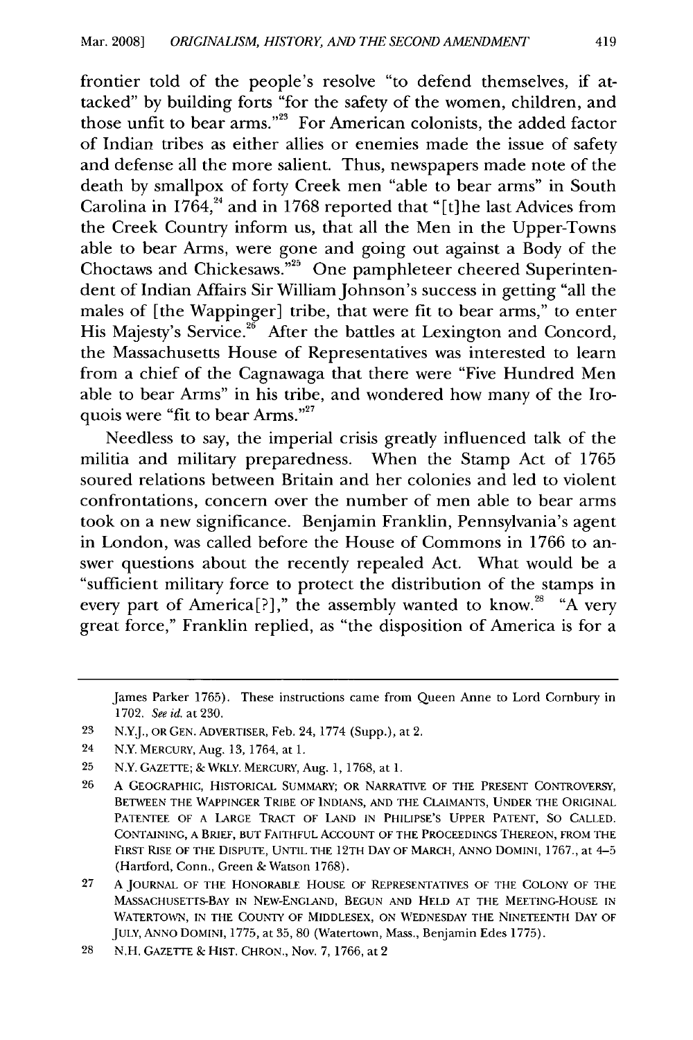frontier told of the people's resolve "to defend themselves, if attacked" by building forts "for the safety of the women, children, and those unfit to bear arms."[23] For American colonists, the added factor of Indian tribes as either allies or enemies made the issue of safety and defense all the more salient. Thus, newspapers made note of the death by smallpox of forty Creek men "able to bear arms" in South Carolina in 1764,[24] and in 1768 reported that "[t]he last Advices from the Creek Country inform us, that all the Men in the Upper-Towns able to bear Arms, were gone and going out against a Body of the Choctaws and Chickesaws."[25] One pamphleteer cheered Superintendent of Indian Affairs Sir William Johnson's success in getting "all the males of [the Wappinger] tribe, that were fit to bear arms," to enter His Majesty's Service.[26] After the battles at Lexington and Concord, the Massachusetts House of Representatives was interested to learn from a chief of the Cagnawaga that there were "Five Hundred Men able to bear Arms" in his tribe, and wondered how many of the Iroquois were "fit to bear Arms."[27]

Needless to say, the imperial crisis greatly influenced talk of the militia and military preparedness. When the Stamp Act of 1765 soured relations between Britain and her colonies and led to violent confrontations, concern over the number of men able to bear arms took on a new significance. Benjamin Franklin, Pennsylvania's agent in London, was called before the House of Commons in 1766 to answer questions about the recently repealed Act. What would be a "sufficient military force to protect the distribution of the stamps in every part of America[?]," the assembly wanted to know.[28] "A very great force," Franklin replied, as "the disposition of America is for a

---

James Parker 1765). These instructions came from Queen Anne to Lord Cornbury in 1702. *See id.* at 230.

23 N.Y.J., OR GEN. ADVERTISER, Feb. 24, 1774 (Supp.), at 2.

24 N.Y. MERCURY, Aug. 13, 1764, at 1.

25 N.Y. GAZETTE; & WKLY. MERCURY, Aug. 1, 1768, at 1.

26 A GEOGRAPHIC, HISTORICAL SUMMARY; OR NARRATIVE OF THE PRESENT CONTROVERSY, BETWEEN THE WAPPINGER TRIBE OF INDIANS, AND THE CLAIMANTS, UNDER THE ORIGINAL PATENTEE OF A LARGE TRACT OF LAND IN PHILIPSE'S UPPER PATENT, SO CALLED. CONTAINING, A BRIEF, BUT FAITHFUL ACCOUNT OF THE PROCEEDINGS THEREON, FROM THE FIRST RISE OF THE DISPUTE, UNTIL THE 12TH DAY OF MARCH, ANNO DOMINI, 1767., at 4–5 (Hartford, Conn., Green & Watson 1768).

27 A JOURNAL OF THE HONORABLE HOUSE OF REPRESENTATIVES OF THE COLONY OF THE MASSACHUSETTS-BAY IN NEW-ENGLAND, BEGUN AND HELD AT THE MEETING-HOUSE IN WATERTOWN, IN THE COUNTY OF MIDDLESEX, ON WEDNESDAY THE NINETEENTH DAY OF JULY, ANNO DOMINI, 1775, at 35, 80 (Watertown, Mass., Benjamin Edes 1775).

28 N.H. GAZETTE & HIST. CHRON., Nov. 7, 1766, at 2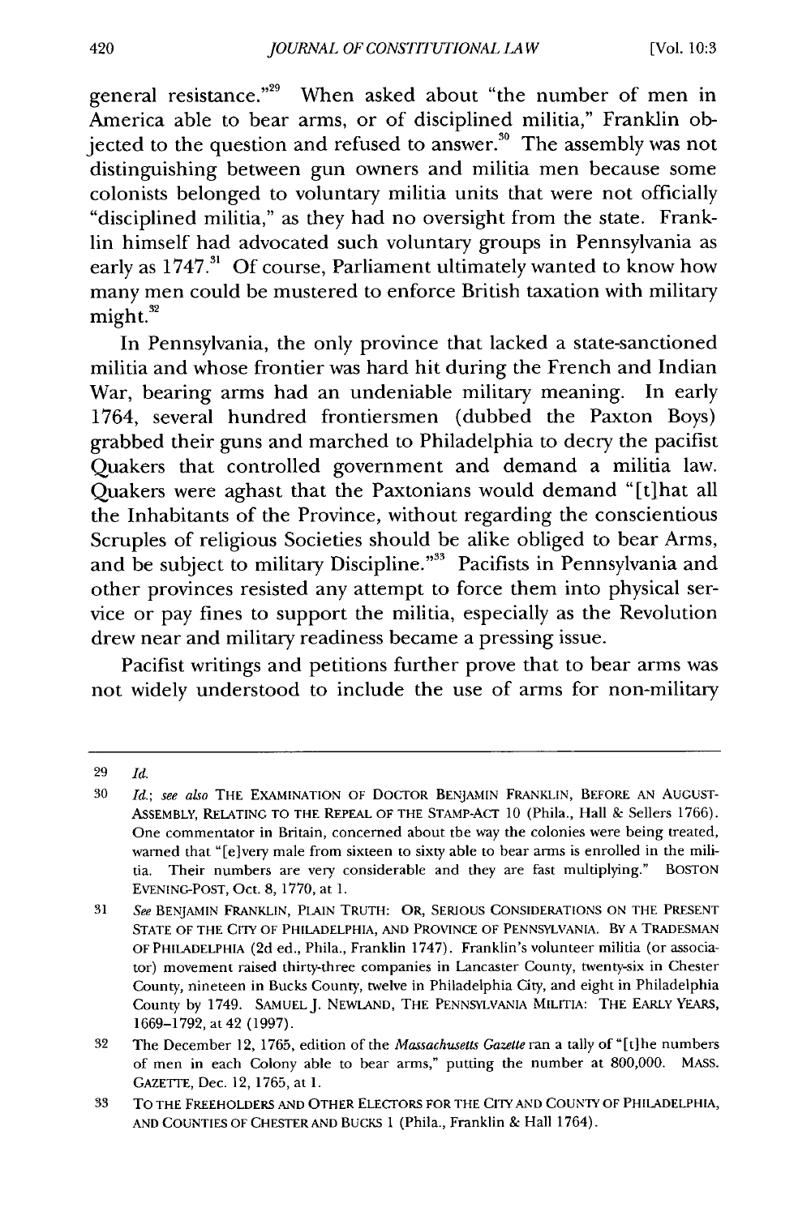general resistance."[29] When asked about "the number of men in America able to bear arms, or of disciplined militia," Franklin objected to the question and refused to answer.[30] The assembly was not distinguishing between gun owners and militia men because some colonists belonged to voluntary militia units that were not officially "disciplined militia," as they had no oversight from the state. Franklin himself had advocated such voluntary groups in Pennsylvania as early as 1747.[31] Of course, Parliament ultimately wanted to know how many men could be mustered to enforce British taxation with military might.[32]

In Pennsylvania, the only province that lacked a state-sanctioned militia and whose frontier was hard hit during the French and Indian War, bearing arms had an undeniable military meaning. In early 1764, several hundred frontiersmen (dubbed the Paxton Boys) grabbed their guns and marched to Philadelphia to decry the pacifist Quakers that controlled government and demand a militia law. Quakers were aghast that the Paxtonians would demand "[t]hat all the Inhabitants of the Province, without regarding the conscientious Scruples of religious Societies should be alike obliged to bear Arms, and be subject to military Discipline."[33] Pacifists in Pennsylvania and other provinces resisted any attempt to force them into physical service or pay fines to support the militia, especially as the Revolution drew near and military readiness became a pressing issue.

Pacifist writings and petitions further prove that to bear arms was not widely understood to include the use of arms for non-military

---

29 *Id.*

30 *Id.*; *see also* THE EXAMINATION OF DOCTOR BENJAMIN FRANKLIN, BEFORE AN AUGUST-ASSEMBLY, RELATING TO THE REPEAL OF THE STAMP-ACT 10 (Phila., Hall & Sellers 1766). One commentator in Britain, concerned about the way the colonies were being treated, warned that "[e]very male from sixteen to sixty able to bear arms is enrolled in the militia. Their numbers are very considerable and they are fast multiplying." BOSTON EVENING-POST, Oct. 8, 1770, at 1.

31 *See* BENJAMIN FRANKLIN, PLAIN TRUTH: OR, SERIOUS CONSIDERATIONS ON THE PRESENT STATE OF THE CITY OF PHILADELPHIA, AND PROVINCE OF PENNSYLVANIA. BY A TRADESMAN OF PHILADELPHIA (2d ed., Phila., Franklin 1747). Franklin's volunteer militia (or associator) movement raised thirty-three companies in Lancaster County, twenty-six in Chester County, nineteen in Bucks County, twelve in Philadelphia City, and eight in Philadelphia County by 1749. SAMUEL J. NEWLAND, THE PENNSYLVANIA MILITIA: THE EARLY YEARS, 1669–1792, at 42 (1997).

32 The December 12, 1765, edition of the *Massachusetts Gazette* ran a tally of "[t]he numbers of men in each Colony able to bear arms," putting the number at 800,000. MASS. GAZETTE, Dec. 12, 1765, at 1.

33 TO THE FREEHOLDERS AND OTHER ELECTORS FOR THE CITY AND COUNTY OF PHILADELPHIA, AND COUNTIES OF CHESTER AND BUCKS 1 (Phila., Franklin & Hall 1764).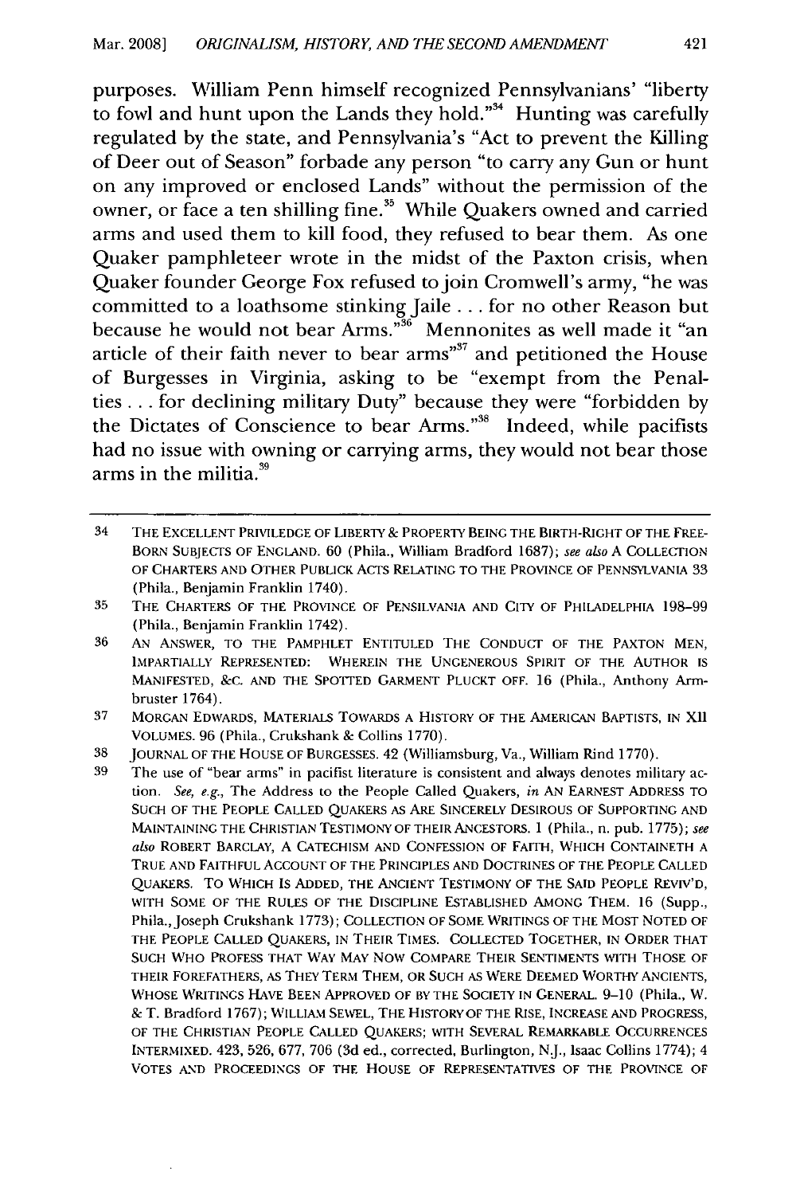purposes. William Penn himself recognized Pennsylvanians' "liberty to fowl and hunt upon the Lands they hold."[34] Hunting was carefully regulated by the state, and Pennsylvania's "Act to prevent the Killing of Deer out of Season" forbade any person "to carry any Gun or hunt on any improved or enclosed Lands" without the permission of the owner, or face a ten shilling fine.[35] While Quakers owned and carried arms and used them to kill food, they refused to bear them. As one Quaker pamphleteer wrote in the midst of the Paxton crisis, when Quaker founder George Fox refused to join Cromwell's army, "he was committed to a loathsome stinking Jaile . . . for no other Reason but because he would not bear Arms."[36] Mennonites as well made it "an article of their faith never to bear arms"[37] and petitioned the House of Burgesses in Virginia, asking to be "exempt from the Penalties . . . for declining military Duty" because they were "forbidden by the Dictates of Conscience to bear Arms."[38] Indeed, while pacifists had no issue with owning or carrying arms, they would not bear those arms in the militia.[39]

---

34 THE EXCELLENT PRIVILEDGE OF LIBERTY & PROPERTY BEING THE BIRTH-RIGHT OF THE FREE-BORN SUBJECTS OF ENGLAND. 60 (Phila., William Bradford 1687); *see also* A COLLECTION OF CHARTERS AND OTHER PUBLICK ACTS RELATING TO THE PROVINCE OF PENNSYLVANIA 33 (Phila., Benjamin Franklin 1740).

35 THE CHARTERS OF THE PROVINCE OF PENSILVANIA AND CITY OF PHILADELPHIA 198–99 (Phila., Benjamin Franklin 1742).

36 AN ANSWER, TO THE PAMPHLET ENTITULED THE CONDUCT OF THE PAXTON MEN, IMPARTIALLY REPRESENTED: WHEREIN THE UNGENEROUS SPIRIT OF THE AUTHOR IS MANIFESTED, &C. AND THE SPOTTED GARMENT PLUCKT OFF. 16 (Phila., Anthony Armbruster 1764).

37 MORGAN EDWARDS, MATERIALS TOWARDS A HISTORY OF THE AMERICAN BAPTISTS, IN XII VOLUMES. 96 (Phila., Crukshank & Collins 1770).

38 JOURNAL OF THE HOUSE OF BURGESSES. 42 (Williamsburg, Va., William Rind 1770).

39 The use of "bear arms" in pacifist literature is consistent and always denotes military action. *See, e.g.*, The Address to the People Called Quakers, *in* AN EARNEST ADDRESS TO SUCH OF THE PEOPLE CALLED QUAKERS AS ARE SINCERELY DESIROUS OF SUPPORTING AND MAINTAINING THE CHRISTIAN TESTIMONY OF THEIR ANCESTORS. 1 (Phila., n. pub. 1775); *see also* ROBERT BARCLAY, A CATECHISM AND CONFESSION OF FAITH, WHICH CONTAINETH A TRUE AND FAITHFUL ACCOUNT OF THE PRINCIPLES AND DOCTRINES OF THE PEOPLE CALLED QUAKERS. TO WHICH IS ADDED, THE ANCIENT TESTIMONY OF THE SAID PEOPLE REVIV'D, WITH SOME OF THE RULES OF THE DISCIPLINE ESTABLISHED AMONG THEM. 16 (Supp., Phila., Joseph Crukshank 1773); COLLECTION OF SOME WRITINGS OF THE MOST NOTED OF THE PEOPLE CALLED QUAKERS, IN THEIR TIMES. COLLECTED TOGETHER, IN ORDER THAT SUCH WHO PROFESS THAT WAY MAY NOW COMPARE THEIR SENTIMENTS WITH THOSE OF THEIR FOREFATHERS, AS THEY TERM THEM, OR SUCH AS WERE DEEMED WORTHY ANCIENTS, WHOSE WRITINGS HAVE BEEN APPROVED OF BY THE SOCIETY IN GENERAL. 9–10 (Phila., W. & T. Bradford 1767); WILLIAM SEWEL, THE HISTORY OF THE RISE, INCREASE AND PROGRESS, OF THE CHRISTIAN PEOPLE CALLED QUAKERS; WITH SEVERAL REMARKABLE OCCURRENCES INTERMIXED. 423, 526, 677, 706 (3d ed., corrected, Burlington, N.J., Isaac Collins 1774); 4 VOTES AND PROCEEDINGS OF THE HOUSE OF REPRESENTATIVES OF THE PROVINCE OF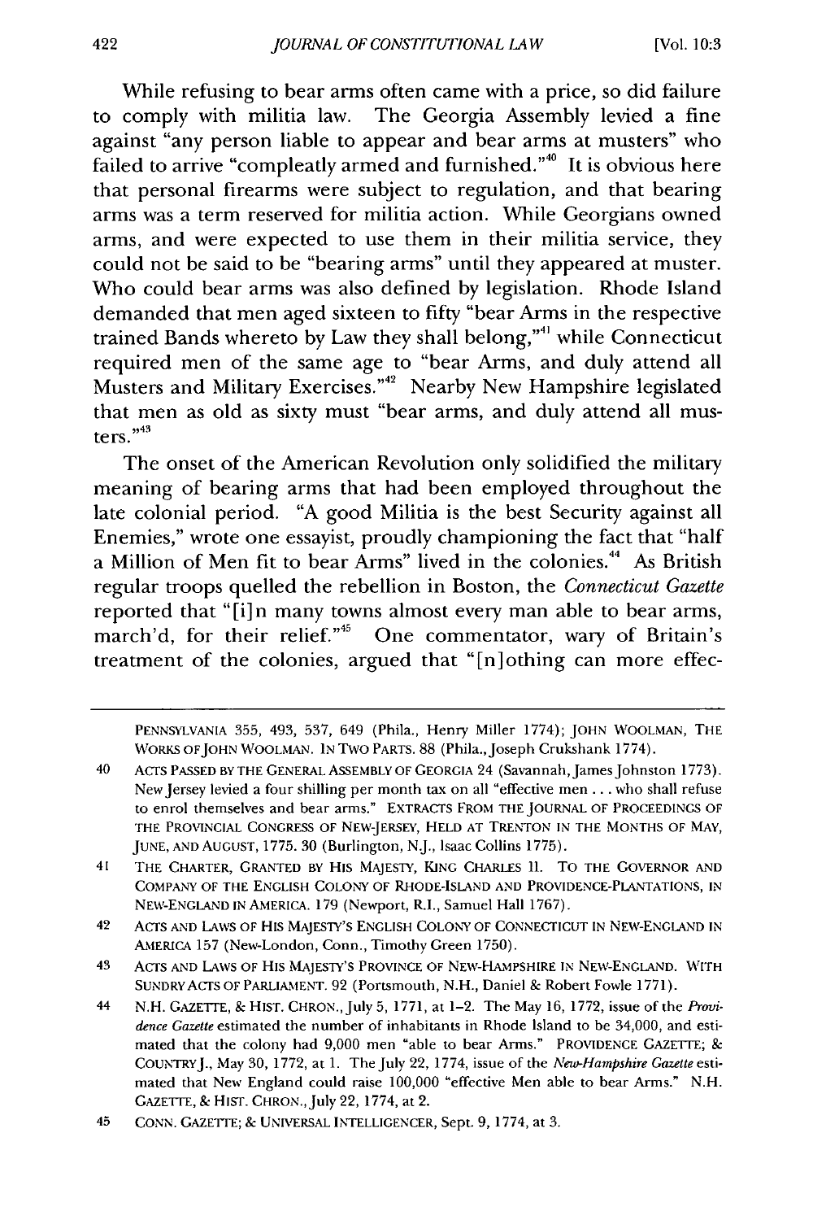While refusing to bear arms often came with a price, so did failure to comply with militia law. The Georgia Assembly levied a fine against "any person liable to appear and bear arms at musters" who failed to arrive "compleatly armed and furnished."[40] It is obvious here that personal firearms were subject to regulation, and that bearing arms was a term reserved for militia action. While Georgians owned arms, and were expected to use them in their militia service, they could not be said to be "bearing arms" until they appeared at muster. Who could bear arms was also defined by legislation. Rhode Island demanded that men aged sixteen to fifty "bear Arms in the respective trained Bands whereto by Law they shall belong,"[41] while Connecticut required men of the same age to "bear Arms, and duly attend all Musters and Military Exercises."[42] Nearby New Hampshire legislated that men as old as sixty must "bear arms, and duly attend all musters."[43]

The onset of the American Revolution only solidified the military meaning of bearing arms that had been employed throughout the late colonial period. "A good Militia is the best Security against all Enemies," wrote one essayist, proudly championing the fact that "half a Million of Men fit to bear Arms" lived in the colonies.[44] As British regular troops quelled the rebellion in Boston, the *Connecticut Gazette* reported that "[i]n many towns almost every man able to bear arms, march'd, for their relief."[45] One commentator, wary of Britain's treatment of the colonies, argued that "[n]othing can more effec-

---

PENNSYLVANIA 355, 493, 537, 649 (Phila., Henry Miller 1774); JOHN WOOLMAN, THE WORKS OF JOHN WOOLMAN. IN TWO PARTS. 88 (Phila., Joseph Crukshank 1774).

40 ACTS PASSED BY THE GENERAL ASSEMBLY OF GEORGIA 24 (Savannah, James Johnston 1773). New Jersey levied a four shilling per month tax on all "effective men . . . who shall refuse to enrol themselves and bear arms." EXTRACTS FROM THE JOURNAL OF PROCEEDINGS OF THE PROVINCIAL CONGRESS OF NEW-JERSEY, HELD AT TRENTON IN THE MONTHS OF MAY, JUNE, AND AUGUST, 1775. 30 (Burlington, N.J., Isaac Collins 1775).

41 THE CHARTER, GRANTED BY HIS MAJESTY, KING CHARLES II. TO THE GOVERNOR AND COMPANY OF THE ENGLISH COLONY OF RHODE-ISLAND AND PROVIDENCE-PLANTATIONS, IN NEW-ENGLAND IN AMERICA. 179 (Newport, R.I., Samuel Hall 1767).

42 ACTS AND LAWS OF HIS MAJESTY'S ENGLISH COLONY OF CONNECTICUT IN NEW-ENGLAND IN AMERICA 157 (New-London, Conn., Timothy Green 1750).

43 ACTS AND LAWS OF HIS MAJESTY'S PROVINCE OF NEW-HAMPSHIRE IN NEW-ENGLAND. WITH SUNDRY ACTS OF PARLIAMENT. 92 (Portsmouth, N.H., Daniel & Robert Fowle 1771).

44 N.H. GAZETTE, & HIST. CHRON., July 5, 1771, at 1–2. The May 16, 1772, issue of the *Providence Gazette* estimated the number of inhabitants in Rhode Island to be 34,000, and estimated that the colony had 9,000 men "able to bear Arms." PROVIDENCE GAZETTE; & COUNTRY J., May 30, 1772, at 1. The July 22, 1774, issue of the *New-Hampshire Gazette* estimated that New England could raise 100,000 "effective Men able to bear Arms." N.H. GAZETTE, & HIST. CHRON., July 22, 1774, at 2.

45 CONN. GAZETTE; & UNIVERSAL INTELLIGENCER, Sept. 9, 1774, at 3.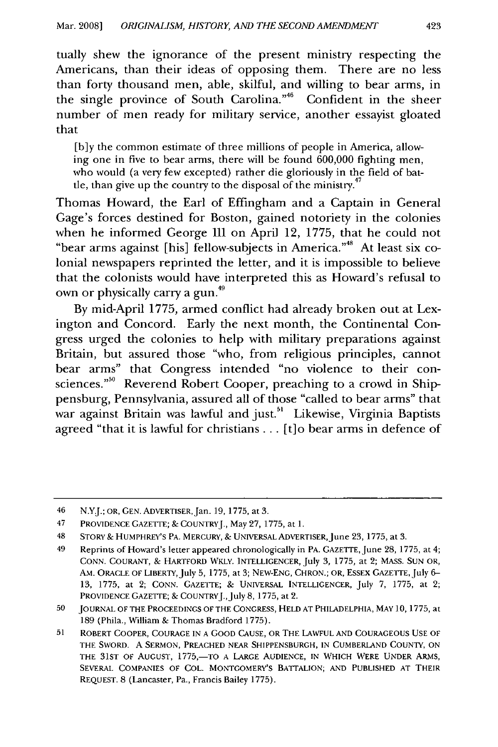tually shew the ignorance of the present ministry respecting the Americans, than their ideas of opposing them. There are no less than forty thousand men, able, skilful, and willing to bear arms, in the single province of South Carolina."[46] Confident in the sheer number of men ready for military service, another essayist gloated that

> [b]y the common estimate of three millions of people in America, allowing one in five to bear arms, there will be found 600,000 fighting men, who would (a very few excepted) rather die gloriously in the field of battle, than give up the country to the disposal of the ministry.[47]

Thomas Howard, the Earl of Effingham and a Captain in General Gage's forces destined for Boston, gained notoriety in the colonies when he informed George III on April 12, 1775, that he could not "bear arms against [his] fellow-subjects in America."[48] At least six colonial newspapers reprinted the letter, and it is impossible to believe that the colonists would have interpreted this as Howard's refusal to own or physically carry a gun.[49]

By mid-April 1775, armed conflict had already broken out at Lexington and Concord. Early the next month, the Continental Congress urged the colonies to help with military preparations against Britain, but assured those "who, from religious principles, cannot bear arms" that Congress intended "no violence to their consciences."[50] Reverend Robert Cooper, preaching to a crowd in Shippensburg, Pennsylvania, assured all of those "called to bear arms" that war against Britain was lawful and just.[51] Likewise, Virginia Baptists agreed "that it is lawful for christians . . . [t]o bear arms in defence of

---

46 N.Y.J.; OR, GEN. ADVERTISER, Jan. 19, 1775, at 3.

47 PROVIDENCE GAZETTE; & COUNTRY J., May 27, 1775, at 1.

48 STORY & HUMPHREY'S PA. MERCURY, & UNIVERSAL ADVERTISER, June 23, 1775, at 3.

49 Reprints of Howard's letter appeared chronologically in PA. GAZETTE, June 28, 1775, at 4; CONN. COURANT, & HARTFORD WKLY. INTELLIGENCER, July 3, 1775, at 2; MASS. SUN OR, AM. ORACLE OF LIBERTY, July 5, 1775, at 3; NEW-ENG. CHRON.; OR, ESSEX GAZETTE, July 6–13, 1775, at 2; CONN. GAZETTE; & UNIVERSAL INTELLIGENCER, July 7, 1775, at 2; PROVIDENCE GAZETTE; & COUNTRY J., July 8, 1775, at 2.

50 JOURNAL OF THE PROCEEDINGS OF THE CONGRESS, HELD AT PHILADELPHIA, MAY 10, 1775, at 189 (Phila., William & Thomas Bradford 1775).

51 ROBERT COOPER, COURAGE IN A GOOD CAUSE, OR THE LAWFUL AND COURAGEOUS USE OF THE SWORD. A SERMON, PREACHED NEAR SHIPPENSBURGH, IN CUMBERLAND COUNTY, ON THE 31ST OF AUGUST, 1775,—TO A LARGE AUDIENCE, IN WHICH WERE UNDER ARMS, SEVERAL COMPANIES OF COL. MONTGOMERY'S BATTALION; AND PUBLISHED AT THEIR REQUEST. 8 (Lancaster, Pa., Francis Bailey 1775).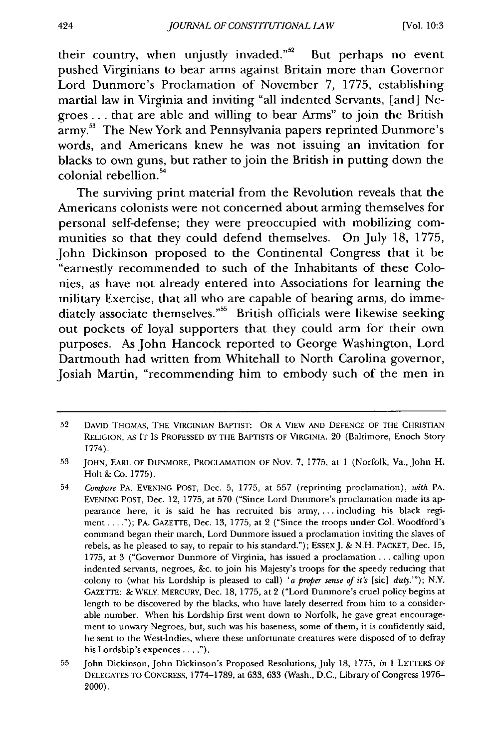their country, when unjustly invaded."[52] But perhaps no event pushed Virginians to bear arms against Britain more than Governor Lord Dunmore's Proclamation of November 7, 1775, establishing martial law in Virginia and inviting "all indented Servants, [and] Negroes . . . that are able and willing to bear Arms" to join the British army.[53] The New York and Pennsylvania papers reprinted Dunmore's words, and Americans knew he was not issuing an invitation for blacks to own guns, but rather to join the British in putting down the colonial rebellion.[54]

The surviving print material from the Revolution reveals that the Americans colonists were not concerned about arming themselves for personal self-defense; they were preoccupied with mobilizing communities so that they could defend themselves. On July 18, 1775, John Dickinson proposed to the Continental Congress that it be "earnestly recommended to such of the Inhabitants of these Colonies, as have not already entered into Associations for learning the military Exercise, that all who are capable of bearing arms, do immediately associate themselves."[55] British officials were likewise seeking out pockets of loyal supporters that they could arm for their own purposes. As John Hancock reported to George Washington, Lord Dartmouth had written from Whitehall to North Carolina governor, Josiah Martin, "recommending him to embody such of the men in

---

52 DAVID THOMAS, THE VIRGINIAN BAPTIST: OR A VIEW AND DEFENCE OF THE CHRISTIAN RELIGION, AS IT IS PROFESSED BY THE BAPTISTS OF VIRGINIA. 20 (Baltimore, Enoch Story 1774).

53 JOHN, EARL OF DUNMORE, PROCLAMATION OF NOV. 7, 1775, at 1 (Norfolk, Va., John H. Holt & Co. 1775).

54 *Compare* PA. EVENING POST, Dec. 5, 1775, at 557 (reprinting proclamation), *with* PA. EVENING POST, Dec. 12, 1775, at 570 ("Since Lord Dunmore's proclamation made its appearance here, it is said he has recruited bis army, . . . including his black regiment . . . ."); PA. GAZETTE, Dec. 13, 1775, at 2 ("Since the troops under Col. Woodford's command began their march, Lord Dunmore issued a proclamation inviting the slaves of rebels, as he pleased to say, to repair to his standard."); ESSEX J. & N.H. PACKET, Dec. 15, 1775, at 3 ("Governor Dunmore of Virginia, has issued a proclamation . . . calling upon indented servants, negroes, &c. to join his Majesty's troops for the speedy reducing that colony to (what his Lordship is pleased to call) '*a proper sense of it's* [sic] *duty*.'"); N.Y. GAZETTE: & WKLY. MERCURY, Dec. 18, 1775, at 2 ("Lord Dunmore's cruel policy begins at length to be discovered by the blacks, who have lately deserted from him to a considerable number. When his Lordship first went down to Norfolk, he gave great encouragement to unwary Negroes, but, such was his baseness, some of them, it is confidently said, he sent to the West-Indies, where these unfortunate creatures were disposed of to defray his Lordsbip's expences . . . .").

55 John Dickinson, John Dickinson's Proposed Resolutions, July 18, 1775, *in* 1 LETTERS OF DELEGATES TO CONGRESS, 1774–1789, at 633, 633 (Wash., D.C., Library of Congress 1976–2000).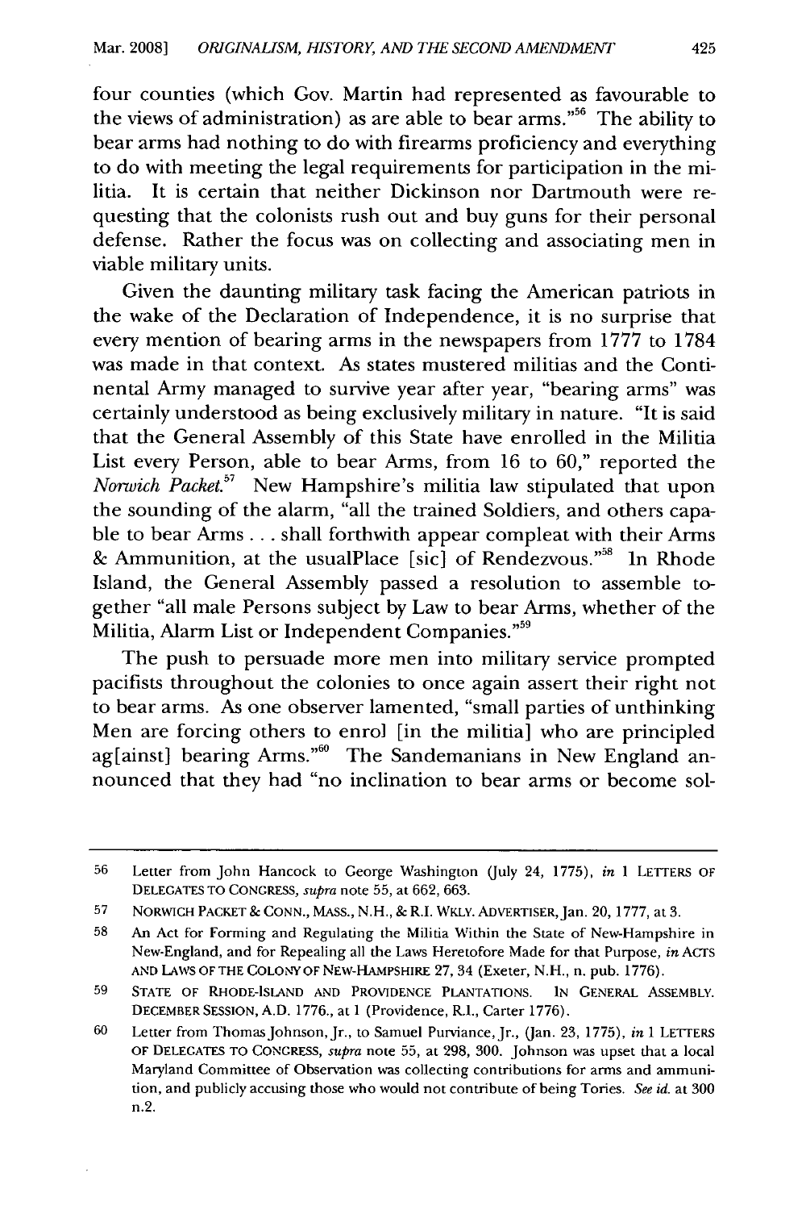four counties (which Gov. Martin had represented as favourable to the views of administration) as are able to bear arms."[56] The ability to bear arms had nothing to do with firearms proficiency and everything to do with meeting the legal requirements for participation in the militia. It is certain that neither Dickinson nor Dartmouth were requesting that the colonists rush out and buy guns for their personal defense. Rather the focus was on collecting and associating men in viable military units.

Given the daunting military task facing the American patriots in the wake of the Declaration of Independence, it is no surprise that every mention of bearing arms in the newspapers from 1777 to 1784 was made in that context. As states mustered militias and the Continental Army managed to survive year after year, "bearing arms" was certainly understood as being exclusively military in nature. "It is said that the General Assembly of this State have enrolled in the Militia List every Person, able to bear Arms, from 16 to 60," reported the *Norwich Packet*.[57] New Hampshire's militia law stipulated that upon the sounding of the alarm, "all the trained Soldiers, and others capable to bear Arms . . . shall forthwith appear compleat with their Arms & Ammunition, at the usualPlace [sic] of Rendezvous."[58] In Rhode Island, the General Assembly passed a resolution to assemble together "all male Persons subject by Law to bear Arms, whether of the Militia, Alarm List or Independent Companies."[59]

The push to persuade more men into military service prompted pacifists throughout the colonies to once again assert their right not to bear arms. As one observer lamented, "small parties of unthinking Men are forcing others to enrol [in the militia] who are principled ag[ainst] bearing Arms."[60] The Sandemanians in New England announced that they had "no inclination to bear arms or become sol-

---

56 Letter from John Hancock to George Washington (July 24, 1775), *in* 1 LETTERS OF DELEGATES TO CONGRESS, *supra* note 55, at 662, 663.

57 NORWICH PACKET & CONN., MASS., N.H., & R.I. WKLY. ADVERTISER, Jan. 20, 1777, at 3.

58 An Act for Forming and Regulating the Militia Within the State of New-Hampshire in New-England, and for Repealing all the Laws Heretofore Made for that Purpose, *in* ACTS AND LAWS OF THE COLONY OF NEW-HAMPSHIRE 27, 34 (Exeter, N.H., n. pub. 1776).

59 STATE OF RHODE-ISLAND AND PROVIDENCE PLANTATIONS. IN GENERAL ASSEMBLY. DECEMBER SESSION, A.D. 1776., at 1 (Providence, R.I., Carter 1776).

60 Letter from Thomas Johnson, Jr., to Samuel Purviance, Jr., (Jan. 23, 1775), *in* 1 LETTERS OF DELEGATES TO CONGRESS, *supra* note 55, at 298, 300. Johnson was upset that a local Maryland Committee of Observation was collecting contributions for arms and ammunition, and publicly accusing those who would not contribute of being Tories. *See id.* at 300 n.2.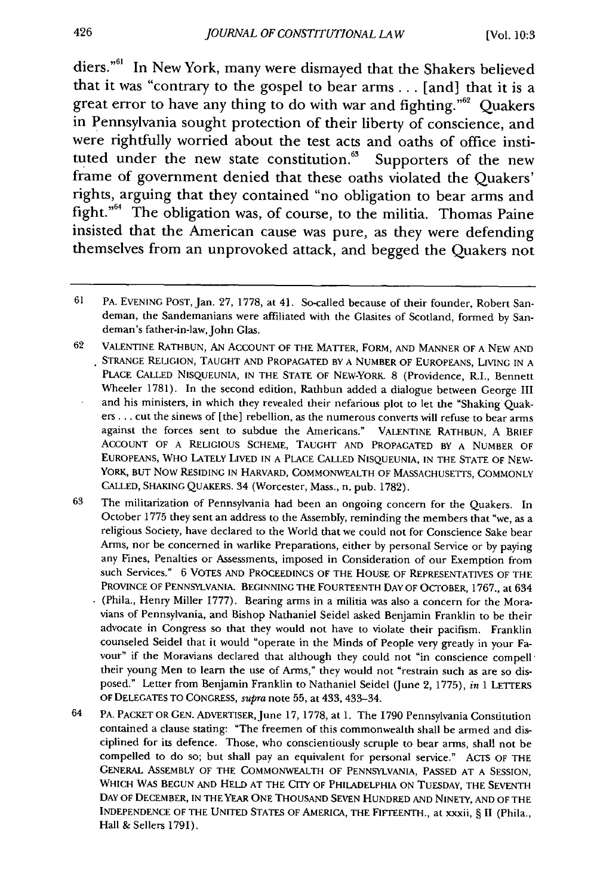diers."[61] In New York, many were dismayed that the Shakers believed that it was "contrary to the gospel to bear arms . . . [and] that it is a great error to have any thing to do with war and fighting."[62] Quakers in Pennsylvania sought protection of their liberty of conscience, and were rightfully worried about the test acts and oaths of office instituted under the new state constitution.[63] Supporters of the new frame of government denied that these oaths violated the Quakers' rights, arguing that they contained "no obligation to bear arms and fight."[64] The obligation was, of course, to the militia. Thomas Paine insisted that the American cause was pure, as they were defending themselves from an unprovoked attack, and begged the Quakers not

---

61 PA. EVENING POST, Jan. 27, 1778, at 41. So-called because of their founder, Robert Sandeman, the Sandemanians were affiliated with the Glasites of Scotland, formed by Sandeman's father-in-law, John Glas.

62 VALENTINE RATHBUN, AN ACCOUNT OF THE MATTER, FORM, AND MANNER OF A NEW AND STRANGE RELIGION, TAUGHT AND PROPAGATED BY A NUMBER OF EUROPEANS, LIVING IN A PLACE CALLED NISQUEUNIA, IN THE STATE OF NEW-YORK. 8 (Providence, R.I., Bennett Wheeler 1781). In the second edition, Rathbun added a dialogue between George III and his ministers, in which they revealed their nefarious plot to let the "Shaking Quakers . . . cut the sinews of [the] rebellion, as the numerous converts will refuse to bear arms against the forces sent to subdue the Americans." VALENTINE RATHBUN, A BRIEF ACCOUNT OF A RELIGIOUS SCHEME, TAUGHT AND PROPAGATED BY A NUMBER OF EUROPEANS, WHO LATELY LIVED IN A PLACE CALLED NISQUEUNIA, IN THE STATE OF NEW-YORK, BUT NOW RESIDING IN HARVARD, COMMONWEALTH OF MASSACHUSETTS, COMMONLY CALLED, SHAKING QUAKERS. 34 (Worcester, Mass., n. pub. 1782).

63 The militarization of Pennsylvania had been an ongoing concern for the Quakers. In October 1775 they sent an address to the Assembly, reminding the members that "we, as a religious Society, have declared to the World that we could not for Conscience Sake bear Arms, nor be concerned in warlike Preparations, either by personal Service or by paying any Fines, Penalties or Assessments, imposed in Consideration of our Exemption from such Services." 6 VOTES AND PROCEEDINGS OF THE HOUSE OF REPRESENTATIVES OF THE PROVINCE OF PENNSYLVANIA. BEGINNING THE FOURTEENTH DAY OF OCTOBER, 1767., at 634 (Phila., Henry Miller 1777). Bearing arms in a militia was also a concern for the Moravians of Pennsylvania, and Bishop Nathaniel Seidel asked Benjamin Franklin to be their advocate in Congress so that they would not have to violate their pacifism. Franklin counseled Seidel that it would "operate in the Minds of People very greatly in your Favour" if the Moravians declared that although they could not "in conscience compell their young Men to learn the use of Arms," they would not "restrain such as are so disposed." Letter from Benjamin Franklin to Nathaniel Seidel (June 2, 1775), *in* 1 LETTERS OF DELEGATES TO CONGRESS, *supra* note 55, at 433, 433–34.

64 PA. PACKET OR GEN. ADVERTISER, June 17, 1778, at 1. The 1790 Pennsylvania Constitution contained a clause stating: "The freemen of this commonwealth shall be armed and disciplined for its defence. Those, who conscientiously scruple to bear arms, shall not be compelled to do so; but shall pay an equivalent for personal service." ACTS OF THE GENERAL ASSEMBLY OF THE COMMONWEALTH OF PENNSYLVANIA, PASSED AT A SESSION, WHICH WAS BEGUN AND HELD AT THE CITY OF PHILADELPHIA ON TUESDAY, THE SEVENTH DAY OF DECEMBER, IN THE YEAR ONE THOUSAND SEVEN HUNDRED AND NINETY, AND OF THE INDEPENDENCE OF THE UNITED STATES OF AMERICA, THE FIFTEENTH., at xxxii, § II (Phila., Hall & Sellers 1791).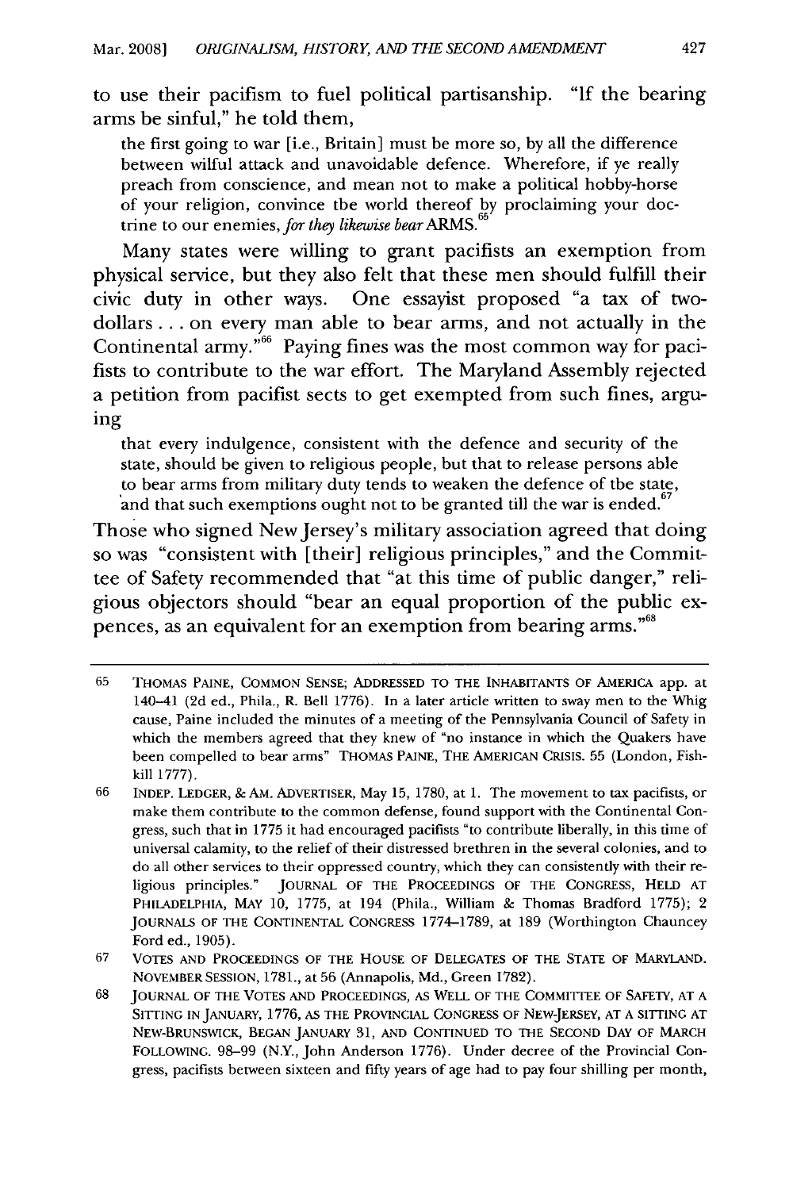to use their pacifism to fuel political partisanship. "If the bearing arms be sinful," he told them,

> the first going to war [i.e., Britain] must be more so, by all the difference between wilful attack and unavoidable defence. Wherefore, if ye really preach from conscience, and mean not to make a political hobby-horse of your religion, convince tbe world thereof by proclaiming your doctrine to our enemies, *for they likewise bear* ARMS.[65]

Many states were willing to grant pacifists an exemption from physical service, but they also felt that these men should fulfill their civic duty in other ways. One essayist proposed "a tax of two-dollars . . . on every man able to bear arms, and not actually in the Continental army."[66] Paying fines was the most common way for pacifists to contribute to the war effort. The Maryland Assembly rejected a petition from pacifist sects to get exempted from such fines, arguing

> that every indulgence, consistent with the defence and security of the state, should be given to religious people, but that to release persons able to bear arms from military duty tends to weaken the defence of tbe state, and that such exemptions ought not to be granted till the war is ended.[67]

Those who signed New Jersey's military association agreed that doing so was "consistent with [their] religious principles," and the Committee of Safety recommended that "at this time of public danger," religious objectors should "bear an equal proportion of the public expences, as an equivalent for an exemption from bearing arms."[68]

---

65 THOMAS PAINE, COMMON SENSE; ADDRESSED TO THE INHABITANTS OF AMERICA app. at 140–41 (2d ed., Phila., R. Bell 1776). In a later article written to sway men to the Whig cause, Paine included the minutes of a meeting of the Pennsylvania Council of Safety in which the members agreed that they knew of "no instance in which the Quakers have been compelled to bear arms" THOMAS PAINE, THE AMERICAN CRISIS. 55 (London, Fishkill 1777).

66 INDEP. LEDGER, & AM. ADVERTISER, May 15, 1780, at 1. The movement to tax pacifists, or make them contribute to the common defense, found support with the Continental Congress, such that in 1775 it had encouraged pacifists "to contribute liberally, in this time of universal calamity, to the relief of their distressed brethren in the several colonies, and to do all other services to their oppressed country, which they can consistently with their religious principles." JOURNAL OF THE PROCEEDINGS OF THE CONGRESS, HELD AT PHILADELPHIA, MAY 10, 1775, at 194 (Phila., William & Thomas Bradford 1775); 2 JOURNALS OF THE CONTINENTAL CONGRESS 1774–1789, at 189 (Worthington Chauncey Ford ed., 1905).

67 VOTES AND PROCEEDINGS OF THE HOUSE OF DELEGATES OF THE STATE OF MARYLAND. NOVEMBER SESSION, 1781., at 56 (Annapolis, Md., Green 1782).

68 JOURNAL OF THE VOTES AND PROCEEDINGS, AS WELL OF THE COMMITTEE OF SAFETY, AT A SITTING IN JANUARY, 1776, AS THE PROVINCIAL CONGRESS OF NEW-JERSEY, AT A SITTING AT NEW-BRUNSWICK, BEGAN JANUARY 31, AND CONTINUED TO THE SECOND DAY OF MARCH FOLLOWING. 98–99 (N.Y., John Anderson 1776). Under decree of the Provincial Congress, pacifists between sixteen and fifty years of age had to pay four shilling per month,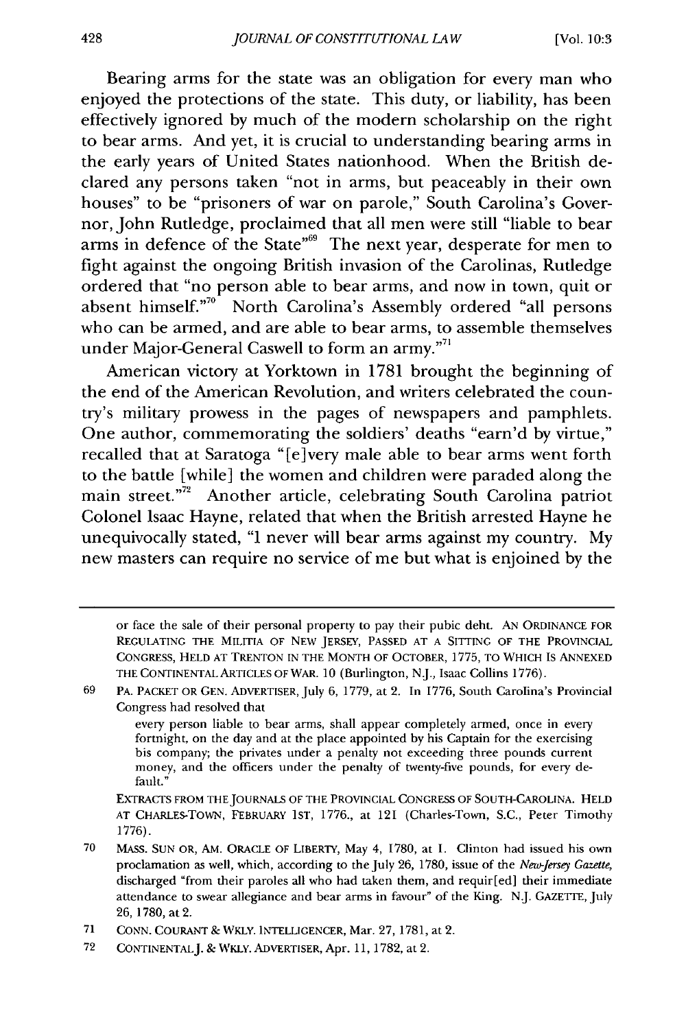Bearing arms for the state was an obligation for every man who enjoyed the protections of the state. This duty, or liability, has been effectively ignored by much of the modern scholarship on the right to bear arms. And yet, it is crucial to understanding bearing arms in the early years of United States nationhood. When the British declared any persons taken "not in arms, but peaceably in their own houses" to be "prisoners of war on parole," South Carolina's Governor, John Rutledge, proclaimed that all men were still "liable to bear arms in defence of the State"[69] The next year, desperate for men to fight against the ongoing British invasion of the Carolinas, Rutledge ordered that "no person able to bear arms, and now in town, quit or absent himself."[70] North Carolina's Assembly ordered "all persons who can be armed, and are able to bear arms, to assemble themselves under Major-General Caswell to form an army."[71]

American victory at Yorktown in 1781 brought the beginning of the end of the American Revolution, and writers celebrated the country's military prowess in the pages of newspapers and pamphlets. One author, commemorating the soldiers' deaths "earn'd by virtue," recalled that at Saratoga "[e]very male able to bear arms went forth to the battle [while] the women and children were paraded along the main street."[72] Another article, celebrating South Carolina patriot Colonel Isaac Hayne, related that when the British arrested Hayne he unequivocally stated, "I never will bear arms against my country. My new masters can require no service of me but what is enjoined by the

---

or face the sale of their personal property to pay their pubic debt. AN ORDINANCE FOR REGULATING THE MILITIA OF NEW JERSEY, PASSED AT A SITTING OF THE PROVINCIAL CONGRESS, HELD AT TRENTON IN THE MONTH OF OCTOBER, 1775, TO WHICH IS ANNEXED THE CONTINENTAL ARTICLES OF WAR. 10 (Burlington, N.J., Isaac Collins 1776).

69 PA. PACKET OR GEN. ADVERTISER, July 6, 1779, at 2. In 1776, South Carolina's Provincial Congress had resolved that

> every person liable to bear arms, shall appear completely armed, once in every fortnight, on the day and at the place appointed by his Captain for the exercising his company; the privates under a penalty not exceeding three pounds current money, and the officers under the penalty of twenty-five pounds, for every default."

EXTRACTS FROM THE JOURNALS OF THE PROVINCIAL CONGRESS OF SOUTH-CAROLINA. HELD AT CHARLES-TOWN, FEBRUARY 1ST, 1776., at 121 (Charles-Town, S.C., Peter Timothy 1776).

70 MASS. SUN OR, AM. ORACLE OF LIBERTY, May 4, 1780, at 1. Clinton had issued his own proclamation as well, which, according to the July 26, 1780, issue of the *New-Jersey Gazette*, discharged "from their paroles all who had taken them, and requir[ed] their immediate attendance to swear allegiance and bear arms in favour" of the King. N.J. GAZETTE, July 26, 1780, at 2.

71 CONN. COURANT & WKLY. INTELLIGENCER, Mar. 27, 1781, at 2.

72 CONTINENTAL J. & WKLY. ADVERTISER, Apr. 11, 1782, at 2.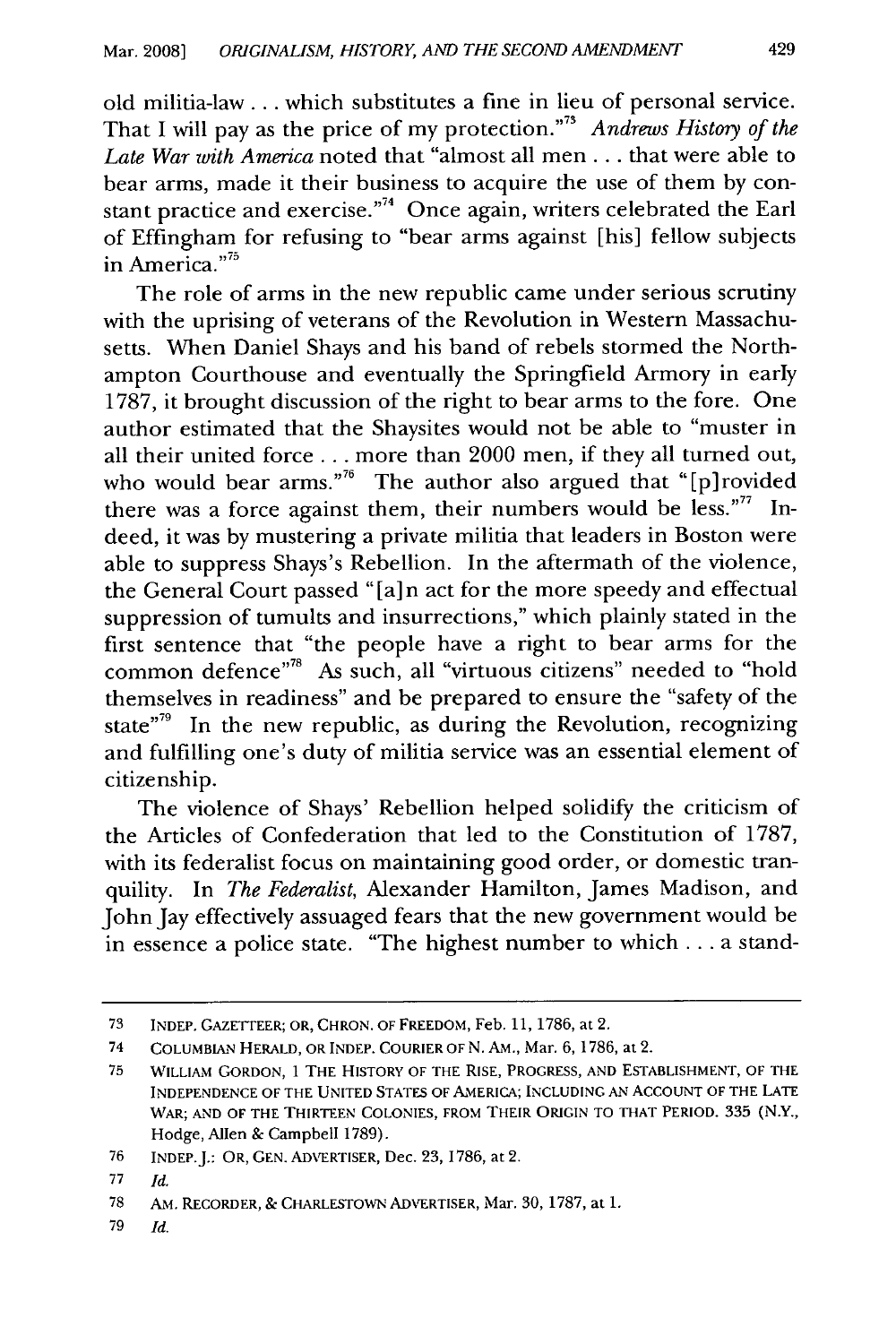old militia-law . . . which substitutes a fine in lieu of personal service. That I will pay as the price of my protection."[73] *Andrews History of the Late War with America* noted that "almost all men . . . that were able to bear arms, made it their business to acquire the use of them by constant practice and exercise."[74] Once again, writers celebrated the Earl of Effingham for refusing to "bear arms against [his] fellow subjects in America."[75]

The role of arms in the new republic came under serious scrutiny with the uprising of veterans of the Revolution in Western Massachusetts. When Daniel Shays and his band of rebels stormed the Northampton Courthouse and eventually the Springfield Armory in early 1787, it brought discussion of the right to bear arms to the fore. One author estimated that the Shaysites would not be able to "muster in all their united force . . . more than 2000 men, if they all turned out, who would bear arms."[76] The author also argued that "[p]rovided there was a force against them, their numbers would be less."[77] Indeed, it was by mustering a private militia that leaders in Boston were able to suppress Shays's Rebellion. In the aftermath of the violence, the General Court passed "[a]n act for the more speedy and effectual suppression of tumults and insurrections," which plainly stated in the first sentence that "the people have a right to bear arms for the common defence"[78] As such, all "virtuous citizens" needed to "hold themselves in readiness" and be prepared to ensure the "safety of the state"[79] In the new republic, as during the Revolution, recognizing and fulfilling one's duty of militia service was an essential element of citizenship.

The violence of Shays' Rebellion helped solidify the criticism of the Articles of Confederation that led to the Constitution of 1787, with its federalist focus on maintaining good order, or domestic tranquility. In *The Federalist*, Alexander Hamilton, James Madison, and John Jay effectively assuaged fears that the new government would be in essence a police state. "The highest number to which . . . a stand-

---

73 INDEP. GAZETTEER; OR, CHRON. OF FREEDOM, Feb. 11, 1786, at 2.

74 COLUMBIAN HERALD, OR INDEP. COURIER OF N. AM., Mar. 6, 1786, at 2.

75 WILLIAM GORDON, 1 THE HISTORY OF THE RISE, PROGRESS, AND ESTABLISHMENT, OF THE INDEPENDENCE OF THE UNITED STATES OF AMERICA; INCLUDING AN ACCOUNT OF THE LATE WAR; AND OF THE THIRTEEN COLONIES, FROM THEIR ORIGIN TO THAT PERIOD. 335 (N.Y., Hodge, Allen & Campbell 1789).

76 INDEP. J.: OR, GEN. ADVERTISER, Dec. 23, 1786, at 2.

77 *Id.*

78 AM. RECORDER, & CHARLESTOWN ADVERTISER, Mar. 30, 1787, at 1.

79 *Id.*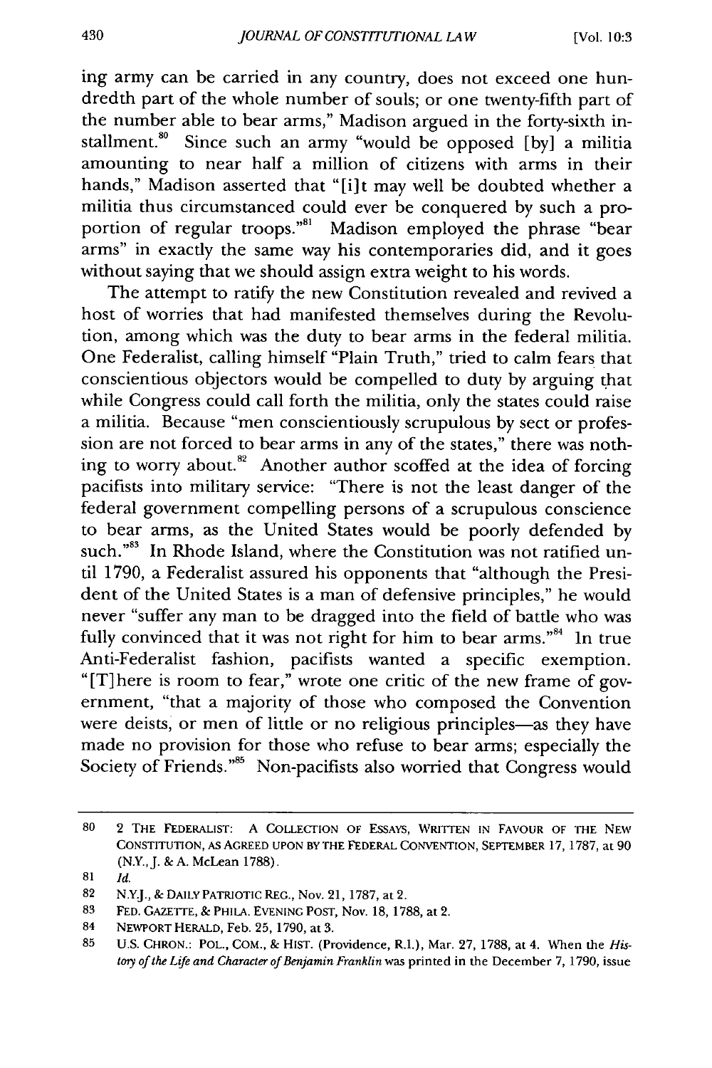ing army can be carried in any country, does not exceed one hundredth part of the whole number of souls; or one twenty-fifth part of the number able to bear arms," Madison argued in the forty-sixth installment.[80] Since such an army "would be opposed [by] a militia amounting to near half a million of citizens with arms in their hands," Madison asserted that "[i]t may well be doubted whether a militia thus circumstanced could ever be conquered by such a proportion of regular troops."[81] Madison employed the phrase "bear arms" in exactly the same way his contemporaries did, and it goes without saying that we should assign extra weight to his words.

The attempt to ratify the new Constitution revealed and revived a host of worries that had manifested themselves during the Revolution, among which was the duty to bear arms in the federal militia. One Federalist, calling himself "Plain Truth," tried to calm fears that conscientious objectors would be compelled to duty by arguing that while Congress could call forth the militia, only the states could raise a militia. Because "men conscientiously scrupulous by sect or profession are not forced to bear arms in any of the states," there was nothing to worry about.[82] Another author scoffed at the idea of forcing pacifists into military service: "There is not the least danger of the federal government compelling persons of a scrupulous conscience to bear arms, as the United States would be poorly defended by such."[83] In Rhode Island, where the Constitution was not ratified until 1790, a Federalist assured his opponents that "although the President of the United States is a man of defensive principles," he would never "suffer any man to be dragged into the field of battle who was fully convinced that it was not right for him to bear arms."[84] In true Anti-Federalist fashion, pacifists wanted a specific exemption. "[T]here is room to fear," wrote one critic of the new frame of government, "that a majority of those who composed the Convention were deists, or men of little or no religious principles—as they have made no provision for those who refuse to bear arms; especially the Society of Friends."[85] Non-pacifists also worried that Congress would

---

80 2 THE FEDERALIST: A COLLECTION OF ESSAYS, WRITTEN IN FAVOUR OF THE NEW CONSTITUTION, AS AGREED UPON BY THE FEDERAL CONVENTION, SEPTEMBER 17, 1787, at 90 (N.Y., J. & A. McLean 1788).

81 *Id.*

82 N.Y.J., & DAILY PATRIOTIC REG., Nov. 21, 1787, at 2.

83 FED. GAZETTE, & PHILA. EVENING POST, Nov. 18, 1788, at 2.

84 NEWPORT HERALD, Feb. 25, 1790, at 3.

85 U.S. CHRON.: POL., COM., & HIST. (Providence, R.I.), Mar. 27, 1788, at 4. When the *History of the Life and Character of Benjamin Franklin* was printed in the December 7, 1790, issue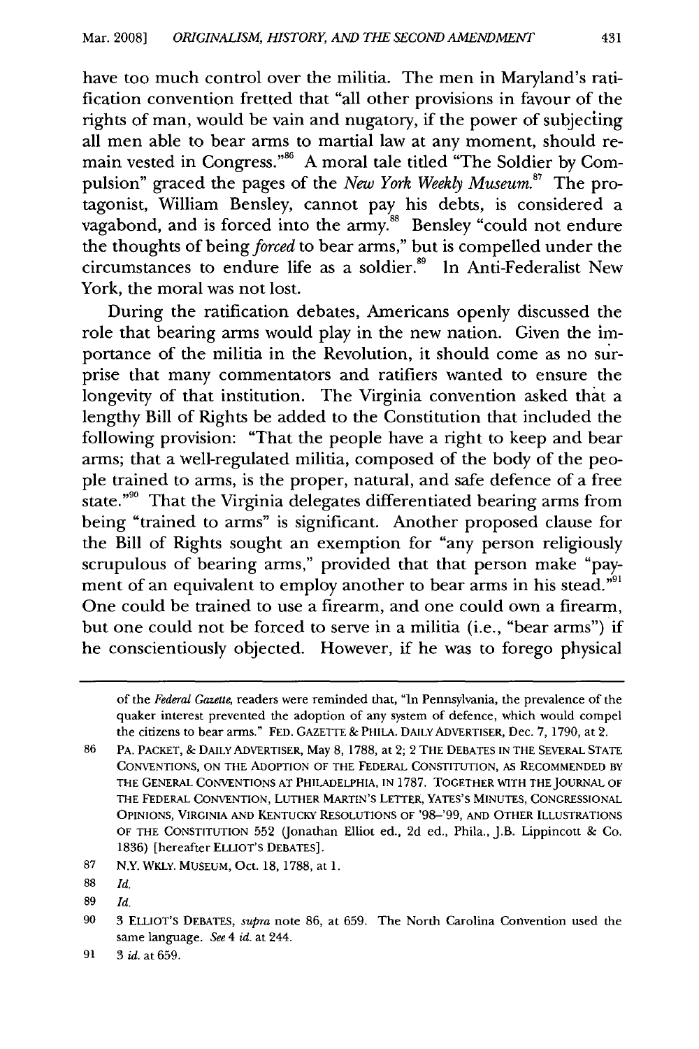have too much control over the militia. The men in Maryland's ratification convention fretted that "all other provisions in favour of the rights of man, would be vain and nugatory, if the power of subjecting all men able to bear arms to martial law at any moment, should remain vested in Congress."[86] A moral tale titled "The Soldier by Compulsion" graced the pages of the *New York Weekly Museum*.[87] The protagonist, William Bensley, cannot pay his debts, is considered a vagabond, and is forced into the army.[88] Bensley "could not endure the thoughts of being *forced* to bear arms," but is compelled under the circumstances to endure life as a soldier.[89] In Anti-Federalist New York, the moral was not lost.

During the ratification debates, Americans openly discussed the role that bearing arms would play in the new nation. Given the importance of the militia in the Revolution, it should come as no surprise that many commentators and ratifiers wanted to ensure the longevity of that institution. The Virginia convention asked that a lengthy Bill of Rights be added to the Constitution that included the following provision: "That the people have a right to keep and bear arms; that a well-regulated militia, composed of the body of the people trained to arms, is the proper, natural, and safe defence of a free state."[90] That the Virginia delegates differentiated bearing arms from being "trained to arms" is significant. Another proposed clause for the Bill of Rights sought an exemption for "any person religiously scrupulous of bearing arms," provided that that person make "payment of an equivalent to employ another to bear arms in his stead."[91] One could be trained to use a firearm, and one could own a firearm, but one could not be forced to serve in a militia (i.e., "bear arms") if he conscientiously objected. However, if he was to forego physical

---

of the *Federal Gazette*, readers were reminded that, "In Pennsylvania, the prevalence of the quaker interest prevented the adoption of any system of defence, which would compel the citizens to bear arms." FED. GAZETTE & PHILA. DAILY ADVERTISER, Dec. 7, 1790, at 2.

86 PA. PACKET, & DAILY ADVERTISER, May 8, 1788, at 2; 2 THE DEBATES IN THE SEVERAL STATE CONVENTIONS, ON THE ADOPTION OF THE FEDERAL CONSTITUTION, AS RECOMMENDED BY THE GENERAL CONVENTIONS AT PHILADELPHIA, IN 1787. TOGETHER WITH THE JOURNAL OF THE FEDERAL CONVENTION, LUTHER MARTIN'S LETTER, YATES'S MINUTES, CONGRESSIONAL OPINIONS, VIRGINIA AND KENTUCKY RESOLUTIONS OF '98–'99, AND OTHER ILLUSTRATIONS OF THE CONSTITUTION 552 (Jonathan Elliot ed., 2d ed., Phila., J.B. Lippincott & Co. 1836) [hereafter ELLIOT'S DEBATES].

87 N.Y. WKLY. MUSEUM, Oct. 18, 1788, at 1.

88 *Id.*

89 *Id.*

90 3 ELLIOT'S DEBATES, *supra* note 86, at 659. The North Carolina Convention used the same language. *See* 4 *id.* at 244.

91 3 *id.* at 659.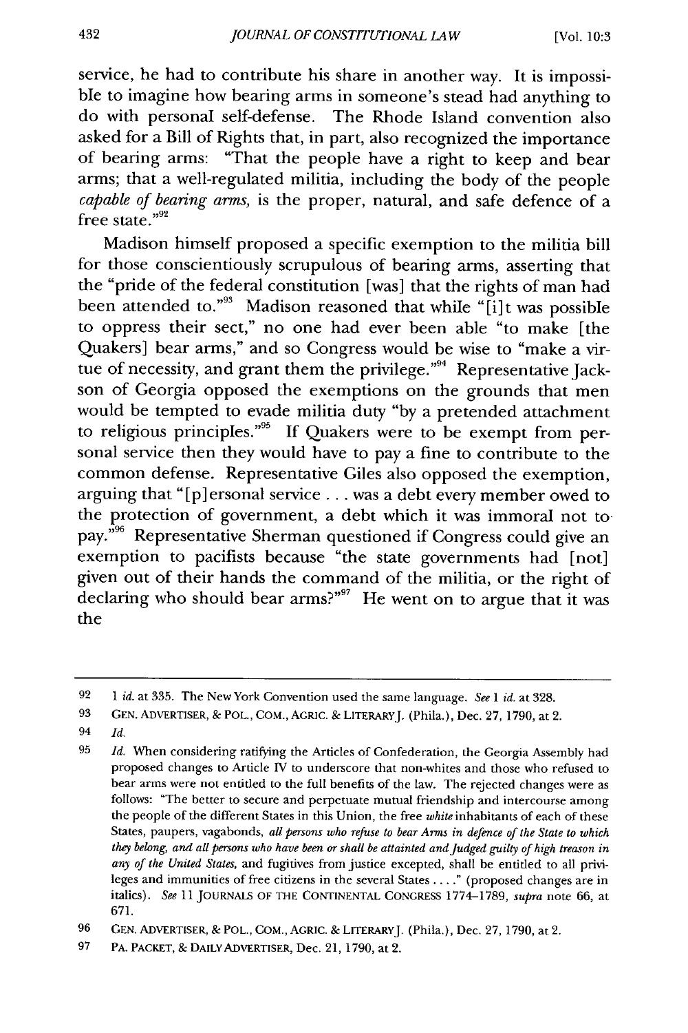service, he had to contribute his share in another way. It is impossible to imagine how bearing arms in someone's stead had anything to do with personal self-defense. The Rhode Island convention also asked for a Bill of Rights that, in part, also recognized the importance of bearing arms: "That the people have a right to keep and bear arms; that a well-regulated militia, including the body of the people *capable of bearing arms,* is the proper, natural, and safe defence of a free state."[92]

Madison himself proposed a specific exemption to the militia bill for those conscientiously scrupulous of bearing arms, asserting that the "pride of the federal constitution [was] that the rights of man had been attended to."[93] Madison reasoned that while "[i]t was possible to oppress their sect," no one had ever been able "to make [the Quakers] bear arms," and so Congress would be wise to "make a virtue of necessity, and grant them the privilege."[94] Representative Jackson of Georgia opposed the exemptions on the grounds that men would be tempted to evade militia duty "by a pretended attachment to religious principles."[95] If Quakers were to be exempt from personal service then they would have to pay a fine to contribute to the common defense. Representative Giles also opposed the exemption, arguing that "[p]ersonal service . . . was a debt every member owed to the protection of government, a debt which it was immoral not to pay."[96] Representative Sherman questioned if Congress could give an exemption to pacifists because "the state governments had [not] given out of their hands the command of the militia, or the right of declaring who should bear arms?"[97] He went on to argue that it was the

---

92 1 *id.* at 335. The New York Convention used the same language. *See* 1 *id.* at 328.

93 GEN. ADVERTISER, & POL., COM., AGRIC. & LITERARY J. (Phila.), Dec. 27, 1790, at 2.

94 *Id.*

95 *Id.* When considering ratifying the Articles of Confederation, the Georgia Assembly had proposed changes to Article IV to underscore that non-whites and those who refused to bear arms were not entitled to the full benefits of the law. The rejected changes were as follows: "The better to secure and perpetuate mutual friendship and intercourse among the people of the different States in this Union, the free *white* inhabitants of each of these States, paupers, vagabonds, *all persons who refuse to bear Arms in defence of the State to which they belong, and all persons who have been or shall be attainted and Judged guilty of high treason in any of the United States,* and fugitives from justice excepted, shall be entitled to all privileges and immunities of free citizens in the several States . . . ." (proposed changes are in italics). *See* 11 JOURNALS OF THE CONTINENTAL CONGRESS 1774–1789, *supra* note 66, at 671.

96 GEN. ADVERTISER, & POL., COM., AGRIC. & LITERARY J. (Phila.), Dec. 27, 1790, at 2.

97 PA. PACKET, & DAILY ADVERTISER, Dec. 21, 1790, at 2.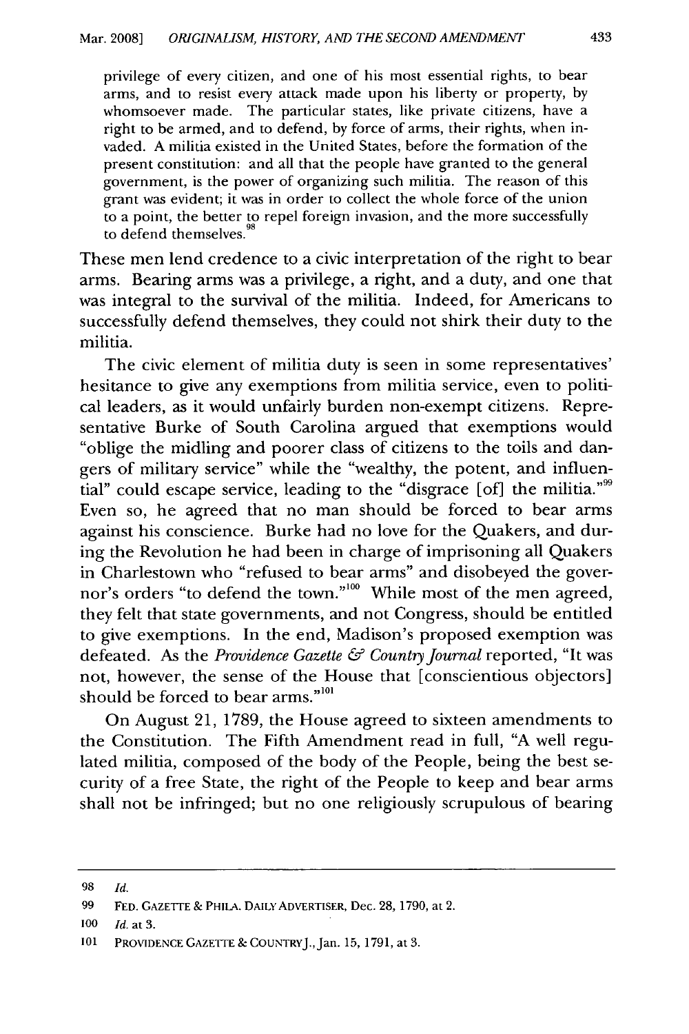> privilege of every citizen, and one of his most essential rights, to bear arms, and to resist every attack made upon his liberty or property, by whomsoever made. The particular states, like private citizens, have a right to be armed, and to defend, by force of arms, their rights, when invaded. A militia existed in the United States, before the formation of the present constitution: and all that the people have granted to the general government, is the power of organizing such militia. The reason of this grant was evident; it was in order to collect the whole force of the union to a point, the better to repel foreign invasion, and the more successfully to defend themselves.[98]

These men lend credence to a civic interpretation of the right to bear arms. Bearing arms was a privilege, a right, and a duty, and one that was integral to the survival of the militia. Indeed, for Americans to successfully defend themselves, they could not shirk their duty to the militia.

The civic element of militia duty is seen in some representatives' hesitance to give any exemptions from militia service, even to political leaders, as it would unfairly burden non-exempt citizens. Representative Burke of South Carolina argued that exemptions would "oblige the midling and poorer class of citizens to the toils and dangers of military service" while the "wealthy, the potent, and influential" could escape service, leading to the "disgrace [of] the militia."[99] Even so, he agreed that no man should be forced to bear arms against his conscience. Burke had no love for the Quakers, and during the Revolution he had been in charge of imprisoning all Quakers in Charlestown who "refused to bear arms" and disobeyed the governor's orders "to defend the town."[100] While most of the men agreed, they felt that state governments, and not Congress, should be entitled to give exemptions. In the end, Madison's proposed exemption was defeated. As the *Providence Gazette & Country Journal* reported, "It was not, however, the sense of the House that [conscientious objectors] should be forced to bear arms."[101]

On August 21, 1789, the House agreed to sixteen amendments to the Constitution. The Fifth Amendment read in full, "A well regulated militia, composed of the body of the People, being the best security of a free State, the right of the People to keep and bear arms shall not be infringed; but no one religiously scrupulous of bearing

---

98 *Id.*

99 FED. GAZETTE & PHILA. DAILY ADVERTISER, Dec. 28, 1790, at 2.

100 *Id.* at 3.

101 PROVIDENCE GAZETTE & COUNTRY J., Jan. 15, 1791, at 3.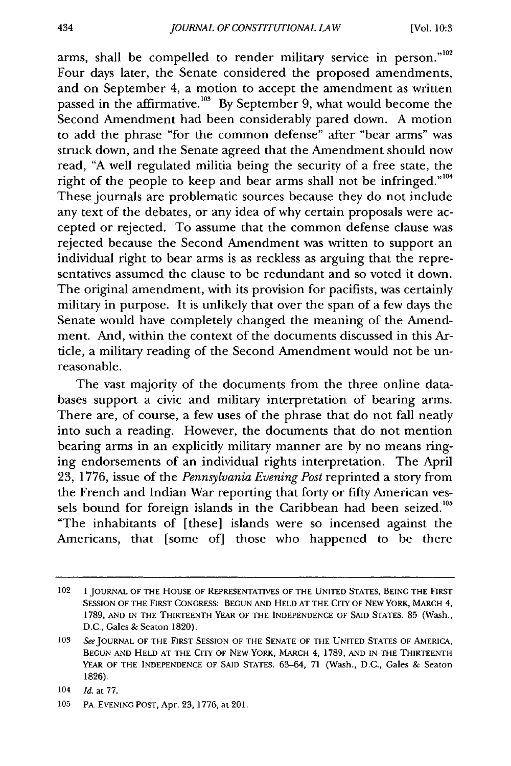arms, shall be compelled to render military service in person."[102] Four days later, the Senate considered the proposed amendments, and on September 4, a motion to accept the amendment as written passed in the affirmative.[103] By September 9, what would become the Second Amendment had been considerably pared down. A motion to add the phrase "for the common defense" after "bear arms" was struck down, and the Senate agreed that the Amendment should now read, "A well regulated militia being the security of a free state, the right of the people to keep and bear arms shall not be infringed."[104] These journals are problematic sources because they do not include any text of the debates, or any idea of why certain proposals were accepted or rejected. To assume that the common defense clause was rejected because the Second Amendment was written to support an individual right to bear arms is as reckless as arguing that the representatives assumed the clause to be redundant and so voted it down. The original amendment, with its provision for pacifists, was certainly military in purpose. It is unlikely that over the span of a few days the Senate would have completely changed the meaning of the Amendment. And, within the context of the documents discussed in this Article, a military reading of the Second Amendment would not be unreasonable.

The vast majority of the documents from the three online databases support a civic and military interpretation of bearing arms. There are, of course, a few uses of the phrase that do not fall neatly into such a reading. However, the documents that do not mention bearing arms in an explicitly military manner are by no means ringing endorsements of an individual rights interpretation. The April 23, 1776, issue of the *Pennsylvania Evening Post* reprinted a story from the French and Indian War reporting that forty or fifty American vessels bound for foreign islands in the Caribbean had been seized.[105] "The inhabitants of [these] islands were so incensed against the Americans, that [some of] those who happened to be there

---

102 1 JOURNAL OF THE HOUSE OF REPRESENTATIVES OF THE UNITED STATES, BEING THE FIRST SESSION OF THE FIRST CONGRESS: BEGUN AND HELD AT THE CITY OF NEW YORK, MARCH 4, 1789, AND IN THE THIRTEENTH YEAR OF THE INDEPENDENCE OF SAID STATES. 85 (Wash., D.C., Gales & Seaton 1820).

103 *See* JOURNAL OF THE FIRST SESSION OF THE SENATE OF THE UNITED STATES OF AMERICA, BEGUN AND HELD AT THE CITY OF NEW YORK, MARCH 4, 1789, AND IN THE THIRTEENTH YEAR OF THE INDEPENDENCE OF SAID STATES. 63–64, 71 (Wash., D.C., Gales & Seaton 1826).

104 *Id.* at 77.

105 PA. EVENING POST, Apr. 23, 1776, at 201.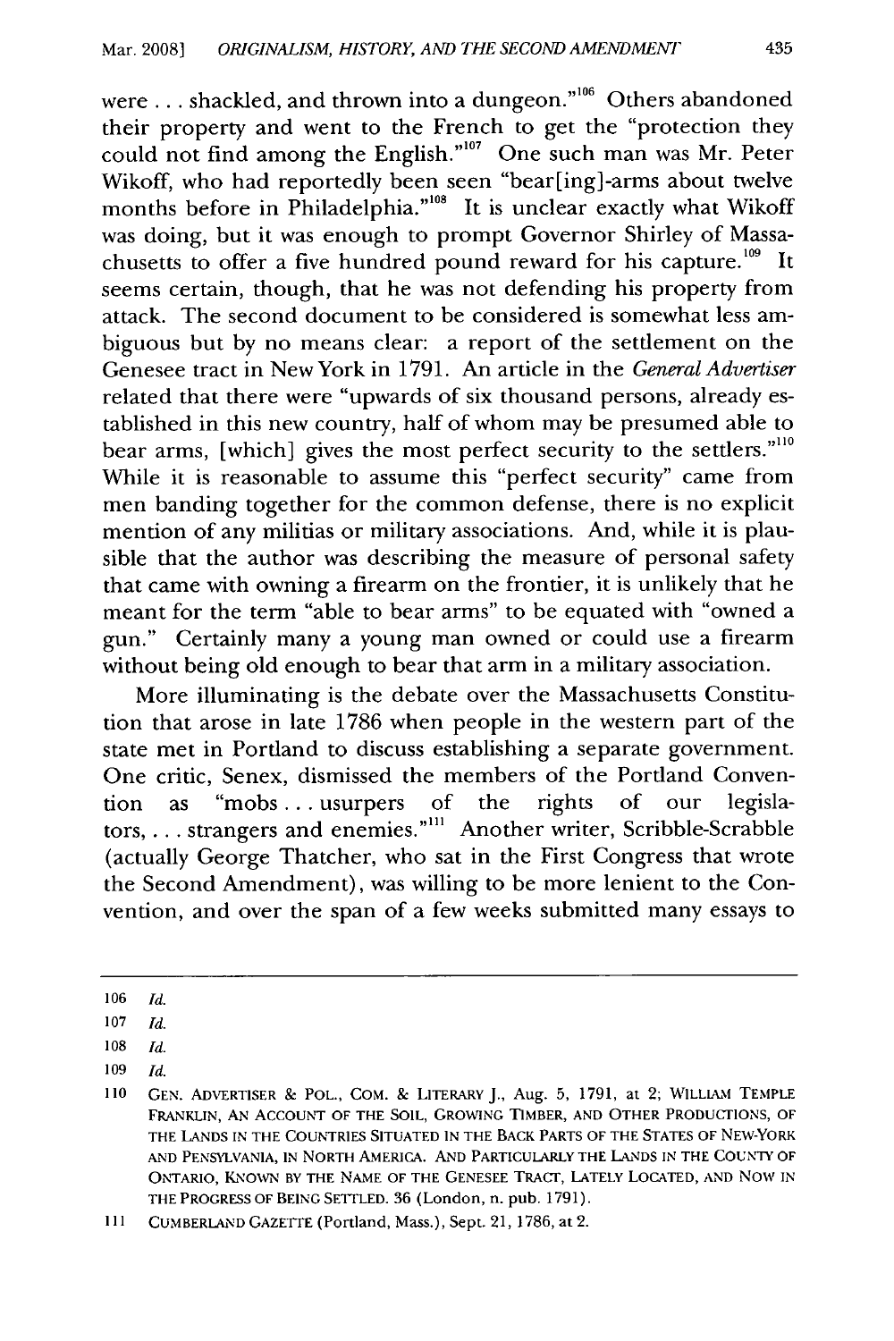were . . . shackled, and thrown into a dungeon."[106] Others abandoned their property and went to the French to get the "protection they could not find among the English."[107] One such man was Mr. Peter Wikoff, who had reportedly been seen "bear[ing]-arms about twelve months before in Philadelphia."[108] It is unclear exactly what Wikoff was doing, but it was enough to prompt Governor Shirley of Massachusetts to offer a five hundred pound reward for his capture.[109] It seems certain, though, that he was not defending his property from attack. The second document to be considered is somewhat less ambiguous but by no means clear: a report of the settlement on the Genesee tract in New York in 1791. An article in the *General Advertiser* related that there were "upwards of six thousand persons, already established in this new country, half of whom may be presumed able to bear arms, [which] gives the most perfect security to the settlers."[110] While it is reasonable to assume this "perfect security" came from men banding together for the common defense, there is no explicit mention of any militias or military associations. And, while it is plausible that the author was describing the measure of personal safety that came with owning a firearm on the frontier, it is unlikely that he meant for the term "able to bear arms" to be equated with "owned a gun." Certainly many a young man owned or could use a firearm without being old enough to bear that arm in a military association.

More illuminating is the debate over the Massachusetts Constitution that arose in late 1786 when people in the western part of the state met in Portland to discuss establishing a separate government. One critic, Senex, dismissed the members of the Portland Convention as "mobs . . . usurpers of the rights of our legislators, . . . strangers and enemies."[111] Another writer, Scribble-Scrabble (actually George Thatcher, who sat in the First Congress that wrote the Second Amendment), was willing to be more lenient to the Convention, and over the span of a few weeks submitted many essays to

---

106 *Id.*

107 *Id.*

108 *Id.*

109 *Id.*

110 GEN. ADVERTISER & POL., COM. & LITERARY J., Aug. 5, 1791, at 2; WILLIAM TEMPLE FRANKLIN, AN ACCOUNT OF THE SOIL, GROWING TIMBER, AND OTHER PRODUCTIONS, OF THE LANDS IN THE COUNTRIES SITUATED IN THE BACK PARTS OF THE STATES OF NEW-YORK AND PENSYLVANIA, IN NORTH AMERICA. AND PARTICULARLY THE LANDS IN THE COUNTY OF ONTARIO, KNOWN BY THE NAME OF THE GENESEE TRACT, LATELY LOCATED, AND NOW IN THE PROGRESS OF BEING SETTLED. 36 (London, n. pub. 1791).

111 CUMBERLAND GAZETTE (Portland, Mass.), Sept. 21, 1786, at 2.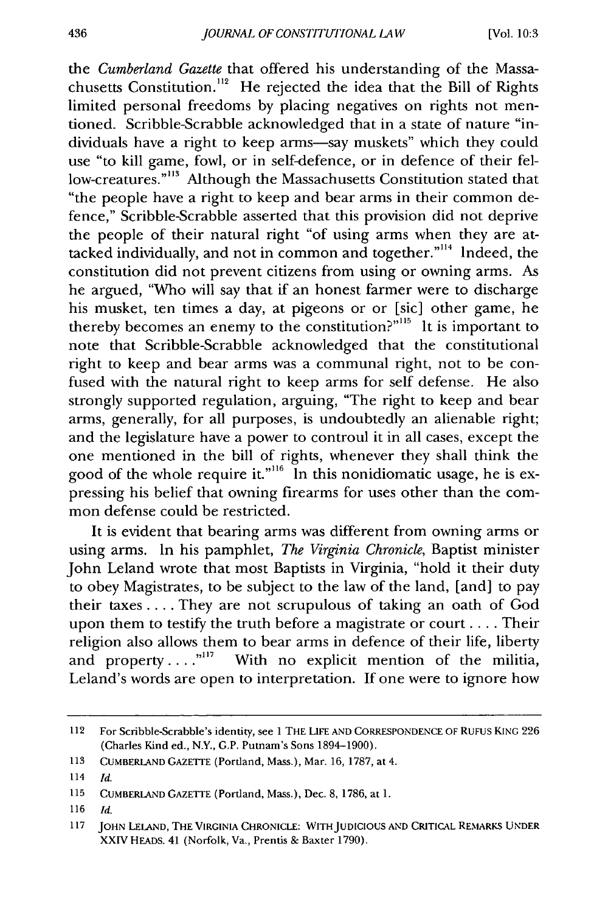the *Cumberland Gazette* that offered his understanding of the Massachusetts Constitution.[112] He rejected the idea that the Bill of Rights limited personal freedoms by placing negatives on rights not mentioned. Scribble-Scrabble acknowledged that in a state of nature "individuals have a right to keep arms—say muskets" which they could use "to kill game, fowl, or in self-defence, or in defence of their fellow-creatures."[113] Although the Massachusetts Constitution stated that "the people have a right to keep and bear arms in their common defence," Scribble-Scrabble asserted that this provision did not deprive the people of their natural right "of using arms when they are attacked individually, and not in common and together."[114] Indeed, the constitution did not prevent citizens from using or owning arms. As he argued, "Who will say that if an honest farmer were to discharge his musket, ten times a day, at pigeons or or [sic] other game, he thereby becomes an enemy to the constitution?"[115] It is important to note that Scribble-Scrabble acknowledged that the constitutional right to keep and bear arms was a communal right, not to be confused with the natural right to keep arms for self defense. He also strongly supported regulation, arguing, "The right to keep and bear arms, generally, for all purposes, is undoubtedly an alienable right; and the legislature have a power to controul it in all cases, except the one mentioned in the bill of rights, whenever they shall think the good of the whole require it."[116] In this nonidiomatic usage, he is expressing his belief that owning firearms for uses other than the common defense could be restricted.

It is evident that bearing arms was different from owning arms or using arms. In his pamphlet, *The Virginia Chronicle*, Baptist minister John Leland wrote that most Baptists in Virginia, "hold it their duty to obey Magistrates, to be subject to the law of the land, [and] to pay their taxes . . . . They are not scrupulous of taking an oath of God upon them to testify the truth before a magistrate or court . . . . Their religion also allows them to bear arms in defence of their life, liberty and property . . . ."[117] With no explicit mention of the militia, Leland's words are open to interpretation. If one were to ignore how

---

112 For Scribble-Scrabble's identity, see 1 THE LIFE AND CORRESPONDENCE OF RUFUS KING 226 (Charles Kind ed., N.Y., G.P. Putnam's Sons 1894–1900).

113 CUMBERLAND GAZETTE (Portland, Mass.), Mar. 16, 1787, at 4.

114 *Id.*

115 CUMBERLAND GAZETTE (Portland, Mass.), Dec. 8, 1786, at 1.

116 *Id.*

117 JOHN LELAND, THE VIRGINIA CHRONICLE: WITH JUDICIOUS AND CRITICAL REMARKS UNDER XXIV HEADS. 41 (Norfolk, Va., Prentis & Baxter 1790).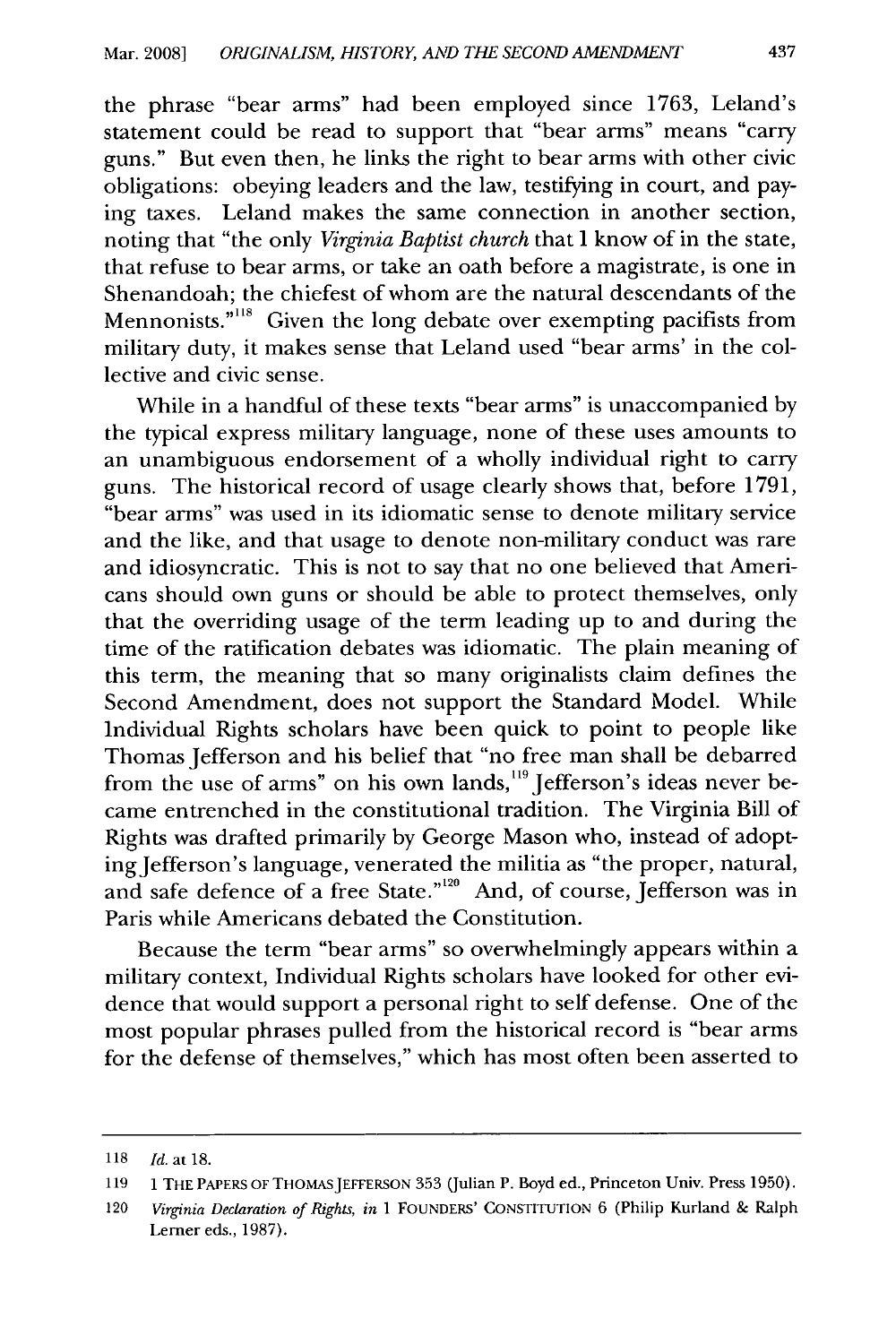the phrase "bear arms" had been employed since 1763, Leland's statement could be read to support that "bear arms" means "carry guns." But even then, he links the right to bear arms with other civic obligations: obeying leaders and the law, testifying in court, and paying taxes. Leland makes the same connection in another section, noting that "the only *Virginia Baptist church* that I know of in the state, that refuse to bear arms, or take an oath before a magistrate, is one in Shenandoah; the chiefest of whom are the natural descendants of the Mennonists."[118] Given the long debate over exempting pacifists from military duty, it makes sense that Leland used "bear arms' in the collective and civic sense.

While in a handful of these texts "bear arms" is unaccompanied by the typical express military language, none of these uses amounts to an unambiguous endorsement of a wholly individual right to carry guns. The historical record of usage clearly shows that, before 1791, "bear arms" was used in its idiomatic sense to denote military service and the like, and that usage to denote non-military conduct was rare and idiosyncratic. This is not to say that no one believed that Americans should own guns or should be able to protect themselves, only that the overriding usage of the term leading up to and during the time of the ratification debates was idiomatic. The plain meaning of this term, the meaning that so many originalists claim defines the Second Amendment, does not support the Standard Model. While Individual Rights scholars have been quick to point to people like Thomas Jefferson and his belief that "no free man shall be debarred from the use of arms" on his own lands,[119] Jefferson's ideas never became entrenched in the constitutional tradition. The Virginia Bill of Rights was drafted primarily by George Mason who, instead of adopting Jefferson's language, venerated the militia as "the proper, natural, and safe defence of a free State."[120] And, of course, Jefferson was in Paris while Americans debated the Constitution.

Because the term "bear arms" so overwhelmingly appears within a military context, Individual Rights scholars have looked for other evidence that would support a personal right to self defense. One of the most popular phrases pulled from the historical record is "bear arms for the defense of themselves," which has most often been asserted to

---

118 *Id.* at 18.

119 1 THE PAPERS OF THOMAS JEFFERSON 353 (Julian P. Boyd ed., Princeton Univ. Press 1950).

120 *Virginia Declaration of Rights*, *in* 1 FOUNDERS' CONSTITUTION 6 (Philip Kurland & Ralph Lerner eds., 1987).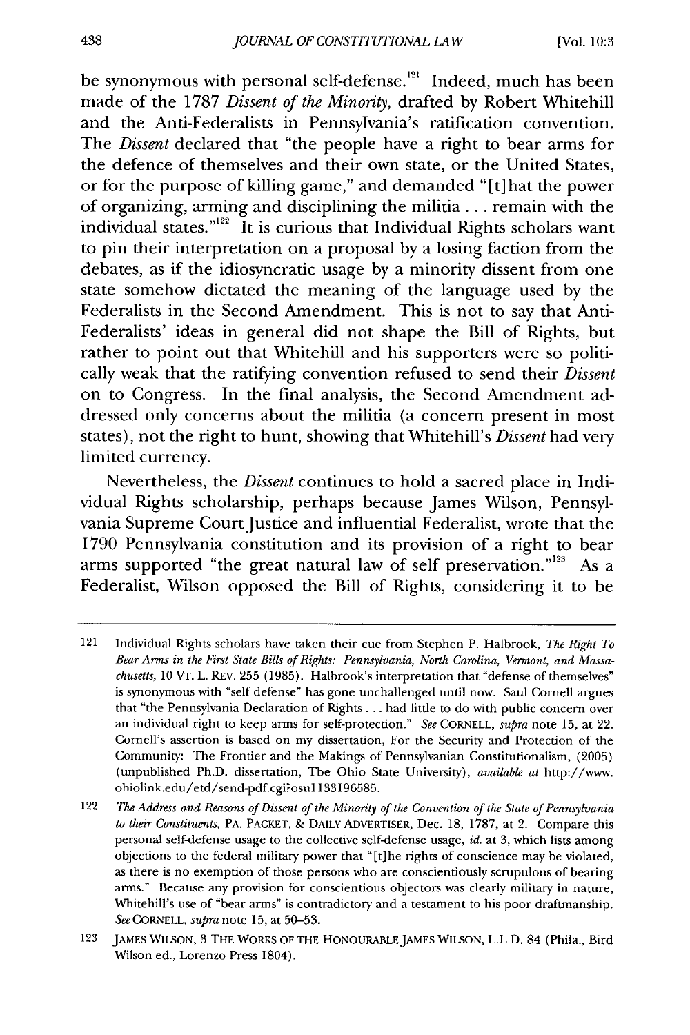be synonymous with personal self-defense.[121] Indeed, much has been made of the 1787 *Dissent of the Minority*, drafted by Robert Whitehill and the Anti-Federalists in Pennsylvania's ratification convention. The *Dissent* declared that "the people have a right to bear arms for the defence of themselves and their own state, or the United States, or for the purpose of killing game," and demanded "[t]hat the power of organizing, arming and disciplining the militia . . . remain with the individual states."[122] It is curious that Individual Rights scholars want to pin their interpretation on a proposal by a losing faction from the debates, as if the idiosyncratic usage by a minority dissent from one state somehow dictated the meaning of the language used by the Federalists in the Second Amendment. This is not to say that Anti-Federalists' ideas in general did not shape the Bill of Rights, but rather to point out that Whitehill and his supporters were so politically weak that the ratifying convention refused to send their *Dissent* on to Congress. In the final analysis, the Second Amendment addressed only concerns about the militia (a concern present in most states), not the right to hunt, showing that Whitehill's *Dissent* had very limited currency.

Nevertheless, the *Dissent* continues to hold a sacred place in Individual Rights scholarship, perhaps because James Wilson, Pennsylvania Supreme Court Justice and influential Federalist, wrote that the 1790 Pennsylvania constitution and its provision of a right to bear arms supported "the great natural law of self preservation."[123] As a Federalist, Wilson opposed the Bill of Rights, considering it to be

---

121 Individual Rights scholars have taken their cue from Stephen P. Halbrook, *The Right To Bear Arms in the First State Bills of Rights: Pennsylvania, North Carolina, Vermont, and Massachusetts*, 10 VT. L. REV. 255 (1985). Halbrook's interpretation that "defense of themselves" is synonymous with "self defense" has gone unchallenged until now. Saul Cornell argues that "the Pennsylvania Declaration of Rights . . . had little to do with public concern over an individual right to keep arms for self-protection." *See* CORNELL, *supra* note 15, at 22. Cornell's assertion is based on my dissertation, For the Security and Protection of the Community: The Frontier and the Makings of Pennsylvanian Constitutionalism, (2005) (unpublished Ph.D. dissertation, The Ohio State University), *available at* http://www.ohiolink.edu/etd/send-pdf.cgi?osu1133196585.

122 *The Address and Reasons of Dissent of the Minority of the Convention of the State of Pennsylvania to their Constituents*, PA. PACKET, & DAILY ADVERTISER, Dec. 18, 1787, at 2. Compare this personal self-defense usage to the collective self-defense usage, *id.* at 3, which lists among objections to the federal military power that "[t]he rights of conscience may be violated, as there is no exemption of those persons who are conscientiously scrupulous of bearing arms." Because any provision for conscientious objectors was clearly military in nature, Whitehill's use of "bear arms" is contradictory and a testament to his poor draftmanship. *See* CORNELL, *supra* note 15, at 50–53.

123 JAMES WILSON, 3 THE WORKS OF THE HONOURABLE JAMES WILSON, L.L.D. 84 (Phila., Bird Wilson ed., Lorenzo Press 1804).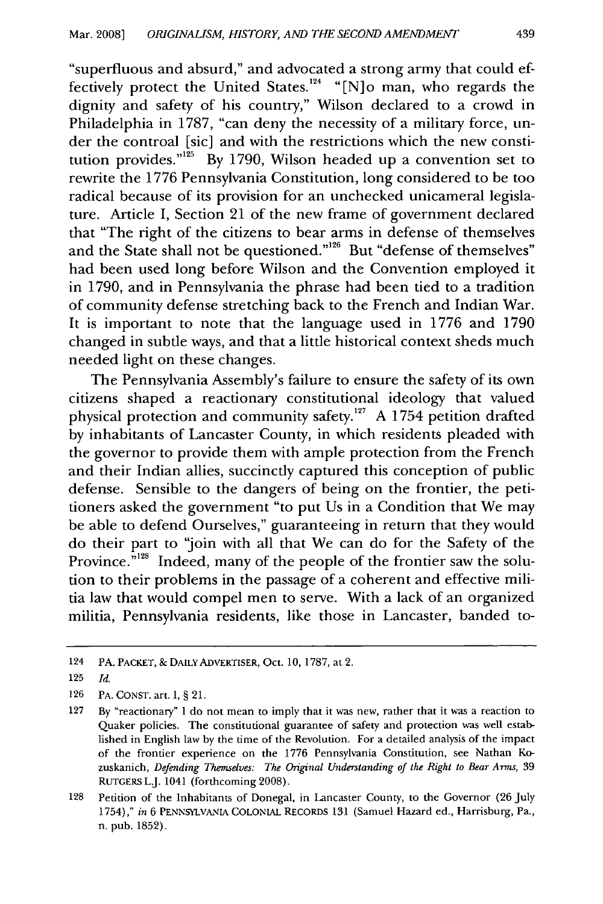"superfluous and absurd," and advocated a strong army that could effectively protect the United States.[124] "[N]o man, who regards the dignity and safety of his country," Wilson declared to a crowd in Philadelphia in 1787, "can deny the necessity of a military force, under the controal [sic] and with the restrictions which the new constitution provides."[125] By 1790, Wilson headed up a convention set to rewrite the 1776 Pennsylvania Constitution, long considered to be too radical because of its provision for an unchecked unicameral legislature. Article I, Section 21 of the new frame of government declared that "The right of the citizens to bear arms in defense of themselves and the State shall not be questioned."[126] But "defense of themselves" had been used long before Wilson and the Convention employed it in 1790, and in Pennsylvania the phrase had been tied to a tradition of community defense stretching back to the French and Indian War. It is important to note that the language used in 1776 and 1790 changed in subtle ways, and that a little historical context sheds much needed light on these changes.

The Pennsylvania Assembly's failure to ensure the safety of its own citizens shaped a reactionary constitutional ideology that valued physical protection and community safety.[127] A 1754 petition drafted by inhabitants of Lancaster County, in which residents pleaded with the governor to provide them with ample protection from the French and their Indian allies, succinctly captured this conception of public defense. Sensible to the dangers of being on the frontier, the petitioners asked the government "to put Us in a Condition that We may be able to defend Ourselves," guaranteeing in return that they would do their part to "join with all that We can do for the Safety of the Province."[128] Indeed, many of the people of the frontier saw the solution to their problems in the passage of a coherent and effective militia law that would compel men to serve. With a lack of an organized militia, Pennsylvania residents, like those in Lancaster, banded to-

---

124 PA. PACKET, & DAILY ADVERTISER, Oct. 10, 1787, at 2.

125 *Id.*

126 PA. CONST. art. 1, § 21.

127 By "reactionary" I do not mean to imply that it was new, rather that it was a reaction to Quaker policies. The constitutional guarantee of safety and protection was well established in English law by the time of the Revolution. For a detailed analysis of the impact of the frontier experience on the 1776 Pennsylvania Constitution, see Nathan Kozuskanich, *Defending Themselves: The Original Understanding of the Right to Bear Arms*, 39 RUTGERS L.J. 1041 (forthcoming 2008).

128 Petition of the Inhabitants of Donegal, in Lancaster County, to the Governor (26 July 1754)," *in* 6 PENNSYLVANIA COLONIAL RECORDS 131 (Samuel Hazard ed., Harrisburg, Pa., n. pub. 1852).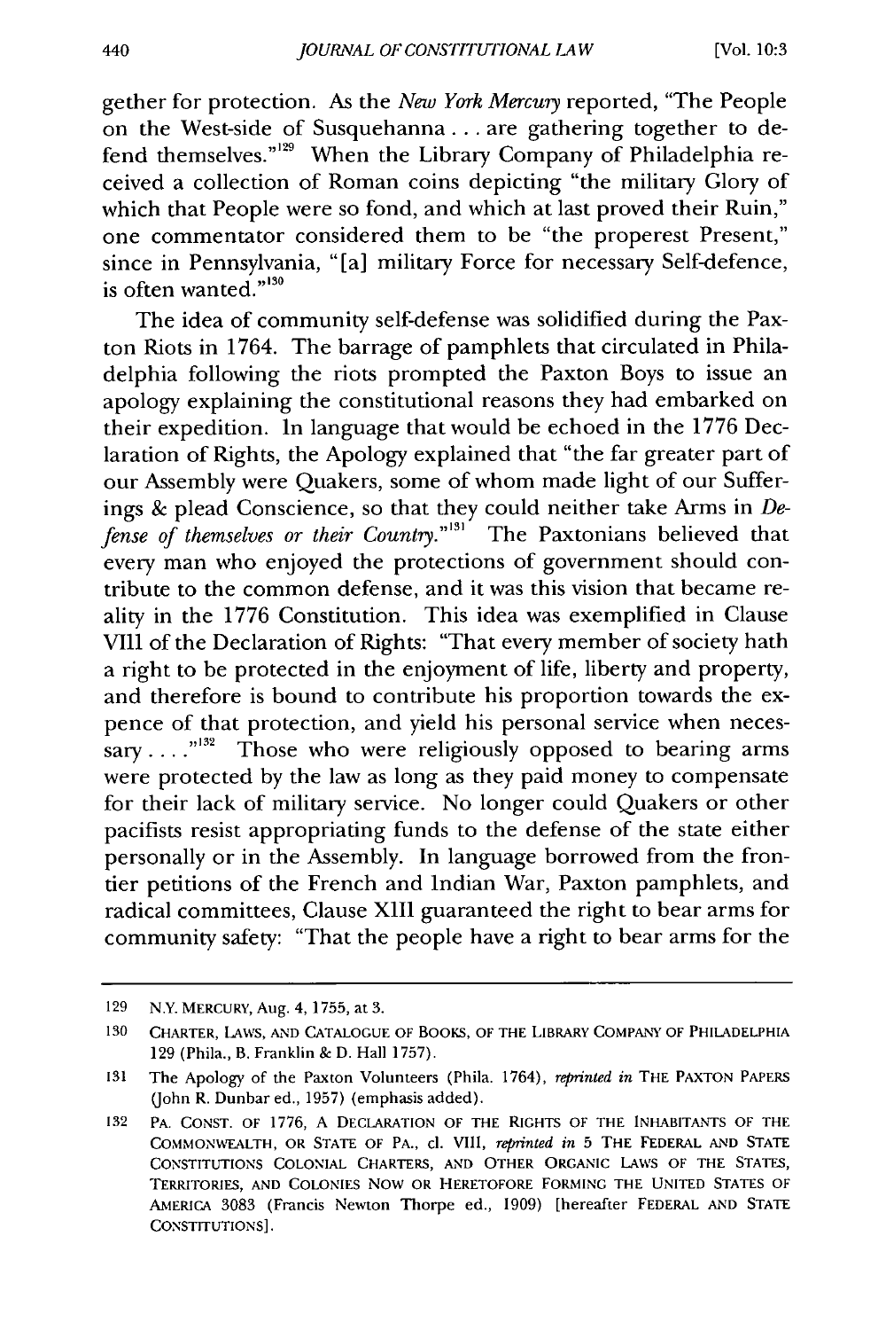gether for protection. As the *New York Mercury* reported, "The People on the West-side of Susquehanna . . . are gathering together to defend themselves."[129] When the Library Company of Philadelphia received a collection of Roman coins depicting "the military Glory of which that People were so fond, and which at last proved their Ruin," one commentator considered them to be "the properest Present," since in Pennsylvania, "[a] military Force for necessary Self-defence, is often wanted."[130]

The idea of community self-defense was solidified during the Paxton Riots in 1764. The barrage of pamphlets that circulated in Philadelphia following the riots prompted the Paxton Boys to issue an apology explaining the constitutional reasons they had embarked on their expedition. In language that would be echoed in the 1776 Declaration of Rights, the Apology explained that "the far greater part of our Assembly were Quakers, some of whom made light of our Sufferings & plead Conscience, so that they could neither take Arms in *Defense of themselves or their Country*."[131] The Paxtonians believed that every man who enjoyed the protections of government should contribute to the common defense, and it was this vision that became reality in the 1776 Constitution. This idea was exemplified in Clause VIII of the Declaration of Rights: "That every member of society hath a right to be protected in the enjoyment of life, liberty and property, and therefore is bound to contribute his proportion towards the expence of that protection, and yield his personal service when necessary . . . ."[132] Those who were religiously opposed to bearing arms were protected by the law as long as they paid money to compensate for their lack of military service. No longer could Quakers or other pacifists resist appropriating funds to the defense of the state either personally or in the Assembly. In language borrowed from the frontier petitions of the French and Indian War, Paxton pamphlets, and radical committees, Clause XIII guaranteed the right to bear arms for community safety: "That the people have a right to bear arms for the

---

129 N.Y. MERCURY, Aug. 4, 1755, at 3.

130 CHARTER, LAWS, AND CATALOGUE OF BOOKS, OF THE LIBRARY COMPANY OF PHILADELPHIA 129 (Phila., B. Franklin & D. Hall 1757).

131 The Apology of the Paxton Volunteers (Phila. 1764), *reprinted in* THE PAXTON PAPERS (John R. Dunbar ed., 1957) (emphasis added).

132 PA. CONST. OF 1776, A DECLARATION OF THE RIGHTS OF THE INHABITANTS OF THE COMMONWEALTH, OR STATE OF PA., cl. VIII, *reprinted in* 5 THE FEDERAL AND STATE CONSTITUTIONS COLONIAL CHARTERS, AND OTHER ORGANIC LAWS OF THE STATES, TERRITORIES, AND COLONIES NOW OR HERETOFORE FORMING THE UNITED STATES OF AMERICA 3083 (Francis Newton Thorpe ed., 1909) [hereafter FEDERAL AND STATE CONSTITUTIONS].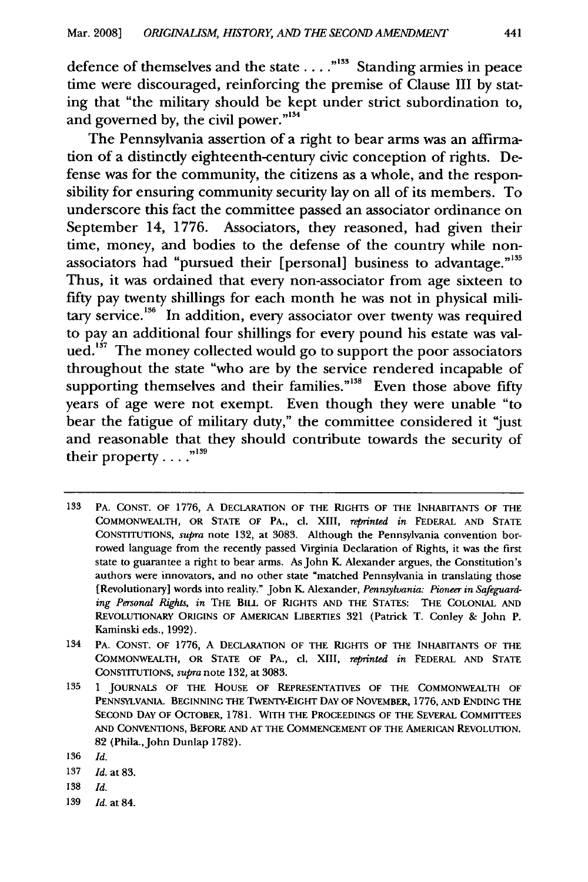defence of themselves and the state . . . ."[133] Standing armies in peace time were discouraged, reinforcing the premise of Clause III by stating that "the military should be kept under strict subordination to, and governed by, the civil power."[134]

The Pennsylvania assertion of a right to bear arms was an affirmation of a distinctly eighteenth-century civic conception of rights. Defense was for the community, the citizens as a whole, and the responsibility for ensuring community security lay on all of its members. To underscore this fact the committee passed an associator ordinance on September 14, 1776. Associators, they reasoned, had given their time, money, and bodies to the defense of the country while non-associators had "pursued their [personal] business to advantage."[135] Thus, it was ordained that every non-associator from age sixteen to fifty pay twenty shillings for each month he was not in physical military service.[136] In addition, every associator over twenty was required to pay an additional four shillings for every pound his estate was valued.[137] The money collected would go to support the poor associators throughout the state "who are by the service rendered incapable of supporting themselves and their families."[138] Even those above fifty years of age were not exempt. Even though they were unable "to bear the fatigue of military duty," the committee considered it "just and reasonable that they should contribute towards the security of their property . . . ."[139]

---

133 PA. CONST. OF 1776, A DECLARATION OF THE RIGHTS OF THE INHABITANTS OF THE COMMONWEALTH, OR STATE OF PA., cl. XIII, *reprinted in* FEDERAL AND STATE CONSTITUTIONS, *supra* note 132, at 3083. Although the Pennsylvania convention borrowed language from the recently passed Virginia Declaration of Rights, it was the first state to guarantee a right to bear arms. As John K. Alexander argues, the Constitution's authors were innovators, and no other state "matched Pennsylvania in translating those [Revolutionary] words into reality." John K. Alexander, *Pennsylvania: Pioneer in Safeguarding Personal Rights*, *in* THE BILL OF RIGHTS AND THE STATES: THE COLONIAL AND REVOLUTIONARY ORIGINS OF AMERICAN LIBERTIES 321 (Patrick T. Conley & John P. Kaminski eds., 1992).

134 PA. CONST. OF 1776, A DECLARATION OF THE RIGHTS OF THE INHABITANTS OF THE COMMONWEALTH, OR STATE OF PA., cl. XIII, *reprinted in* FEDERAL AND STATE CONSTITUTIONS, *supra* note 132, at 3083.

135 1 JOURNALS OF THE HOUSE OF REPRESENTATIVES OF THE COMMONWEALTH OF PENNSYLVANIA. BEGINNING THE TWENTY-EIGHT DAY OF NOVEMBER, 1776, AND ENDING THE SECOND DAY OF OCTOBER, 1781. WITH THE PROCEEDINGS OF THE SEVERAL COMMITTEES AND CONVENTIONS, BEFORE AND AT THE COMMENCEMENT OF THE AMERICAN REVOLUTION. 82 (Phila., John Dunlap 1782).

136 *Id.*

137 *Id.* at 83.

138 *Id.*

139 *Id.* at 84.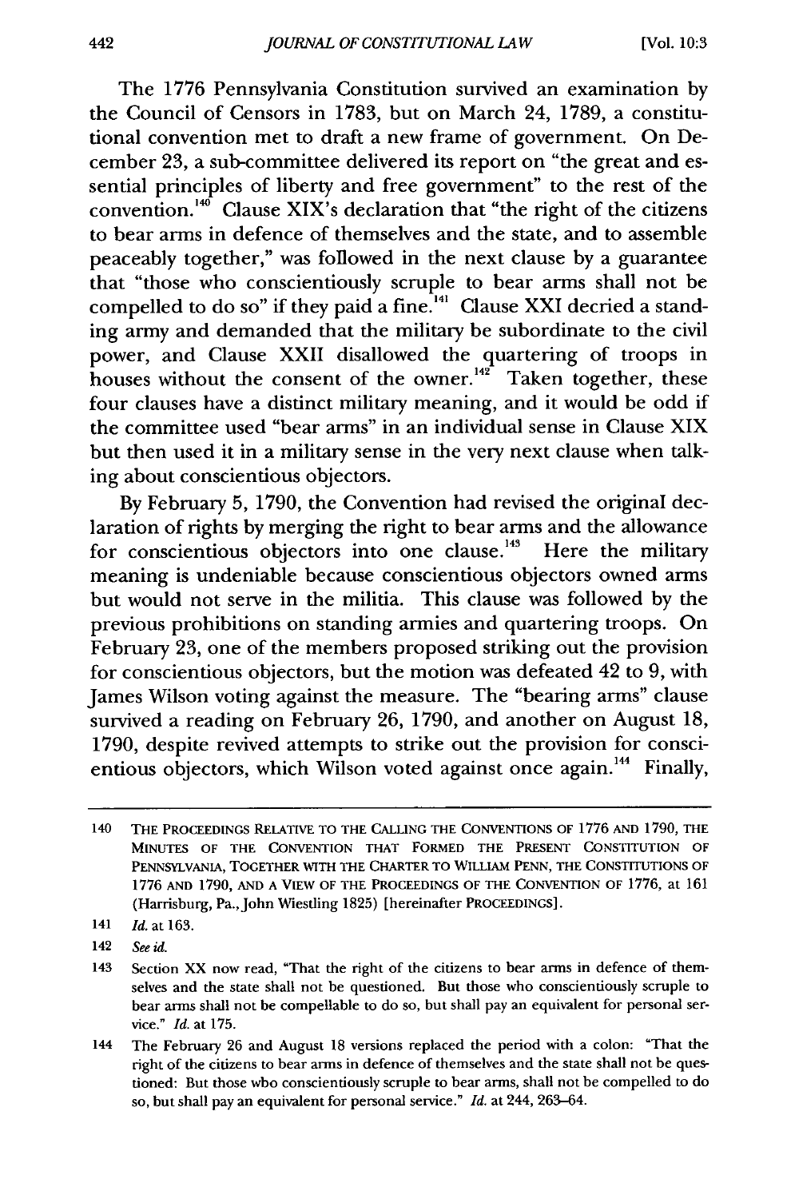The 1776 Pennsylvania Constitution survived an examination by the Council of Censors in 1783, but on March 24, 1789, a constitutional convention met to draft a new frame of government. On December 23, a sub-committee delivered its report on "the great and essential principles of liberty and free government" to the rest of the convention.[140] Clause XIX's declaration that "the right of the citizens to bear arms in defence of themselves and the state, and to assemble peaceably together," was followed in the next clause by a guarantee that "those who conscientiously scruple to bear arms shall not be compelled to do so" if they paid a fine.[141] Clause XXI decried a standing army and demanded that the military be subordinate to the civil power, and Clause XXII disallowed the quartering of troops in houses without the consent of the owner.[142] Taken together, these four clauses have a distinct military meaning, and it would be odd if the committee used "bear arms" in an individual sense in Clause XIX but then used it in a military sense in the very next clause when talking about conscientious objectors.

By February 5, 1790, the Convention had revised the original declaration of rights by merging the right to bear arms and the allowance for conscientious objectors into one clause.[143] Here the military meaning is undeniable because conscientious objectors owned arms but would not serve in the militia. This clause was followed by the previous prohibitions on standing armies and quartering troops. On February 23, one of the members proposed striking out the provision for conscientious objectors, but the motion was defeated 42 to 9, with James Wilson voting against the measure. The "bearing arms" clause survived a reading on February 26, 1790, and another on August 18, 1790, despite revived attempts to strike out the provision for conscientious objectors, which Wilson voted against once again.[144] Finally,

---

140 THE PROCEEDINGS RELATIVE TO THE CALLING THE CONVENTIONS OF 1776 AND 1790, THE MINUTES OF THE CONVENTION THAT FORMED THE PRESENT CONSTITUTION OF PENNSYLVANIA, TOGETHER WITH THE CHARTER TO WILLIAM PENN, THE CONSTITUTIONS OF 1776 AND 1790, AND A VIEW OF THE PROCEEDINGS OF THE CONVENTION OF 1776, at 161 (Harrisburg, Pa., John Wiestling 1825) [hereinafter PROCEEDINGS].

141 *Id.* at 163.

142 *See id.*

143 Section XX now read, "That the right of the citizens to bear arms in defence of themselves and the state shall not be questioned. But those who conscientiously scruple to bear arms shall not be compellable to do so, but shall pay an equivalent for personal service." *Id.* at 175.

144 The February 26 and August 18 versions replaced the period with a colon: "That the right of the citizens to bear arms in defence of themselves and the state shall not be questioned: But those who conscientiously scruple to bear arms, shall not be compelled to do so, but shall pay an equivalent for personal service." *Id.* at 244, 263–64.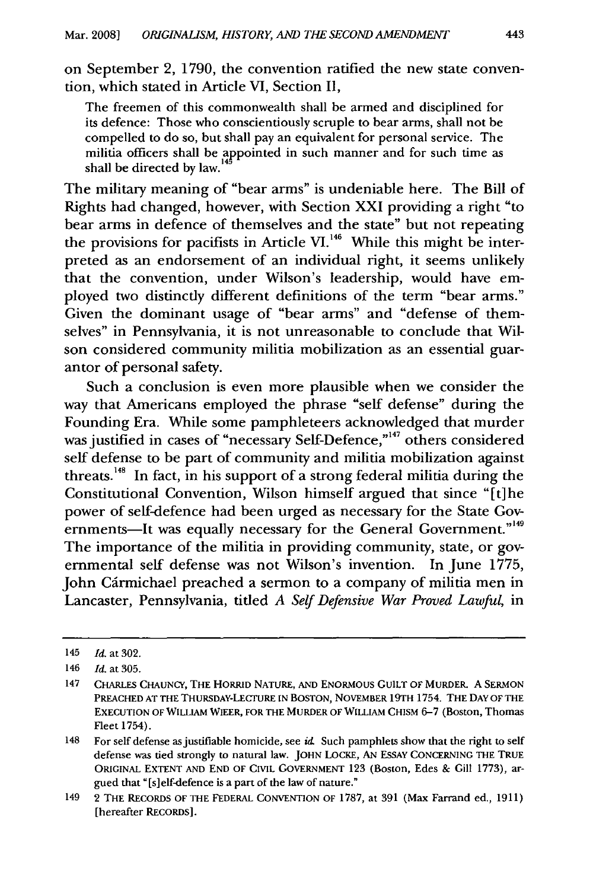on September 2, 1790, the convention ratified the new state convention, which stated in Article VI, Section II,

> The freemen of this commonwealth shall be armed and disciplined for its defence: Those who conscientiously scruple to bear arms, shall not be compelled to do so, but shall pay an equivalent for personal service. The militia officers shall be appointed in such manner and for such time as shall be directed by law.[145]

The military meaning of "bear arms" is undeniable here. The Bill of Rights had changed, however, with Section XXI providing a right "to bear arms in defence of themselves and the state" but not repeating the provisions for pacifists in Article VI.[146] While this might be interpreted as an endorsement of an individual right, it seems unlikely that the convention, under Wilson's leadership, would have employed two distinctly different definitions of the term "bear arms." Given the dominant usage of "bear arms" and "defense of themselves" in Pennsylvania, it is not unreasonable to conclude that Wilson considered community militia mobilization as an essential guarantor of personal safety.

Such a conclusion is even more plausible when we consider the way that Americans employed the phrase "self defense" during the Founding Era. While some pamphleteers acknowledged that murder was justified in cases of "necessary Self-Defence,"[147] others considered self defense to be part of community and militia mobilization against threats.[148] In fact, in his support of a strong federal militia during the Constitutional Convention, Wilson himself argued that since "[t]he power of self-defence had been urged as necessary for the State Governments—It was equally necessary for the General Government."[149] The importance of the militia in providing community, state, or governmental self defense was not Wilson's invention. In June 1775, John Cármichael preached a sermon to a company of militia men in Lancaster, Pennsylvania, titled *A Self Defensive War Proved Lawful*, in

---

145 *Id.* at 302.

146 *Id.* at 305.

147 CHARLES CHAUNCY, THE HORRID NATURE, AND ENORMOUS GUILT OF MURDER. A SERMON PREACHED AT THE THURSDAY-LECTURE IN BOSTON, NOVEMBER 19TH 1754. THE DAY OF THE EXECUTION OF WILLIAM WIEER, FOR THE MURDER OF WILLIAM CHISM 6–7 (Boston, Thomas Fleet 1754).

148 For self defense as justifiable homicide, see *id.* Such pamphlets show that the right to self defense was tied strongly to natural law. JOHN LOCKE, AN ESSAY CONCERNING THE TRUE ORIGINAL EXTENT AND END OF CIVIL GOVERNMENT 123 (Boston, Edes & Gill 1773), argued that "[s]elf-defence is a part of the law of nature."

149 2 THE RECORDS OF THE FEDERAL CONVENTION OF 1787, at 391 (Max Farrand ed., 1911) [hereafter RECORDS].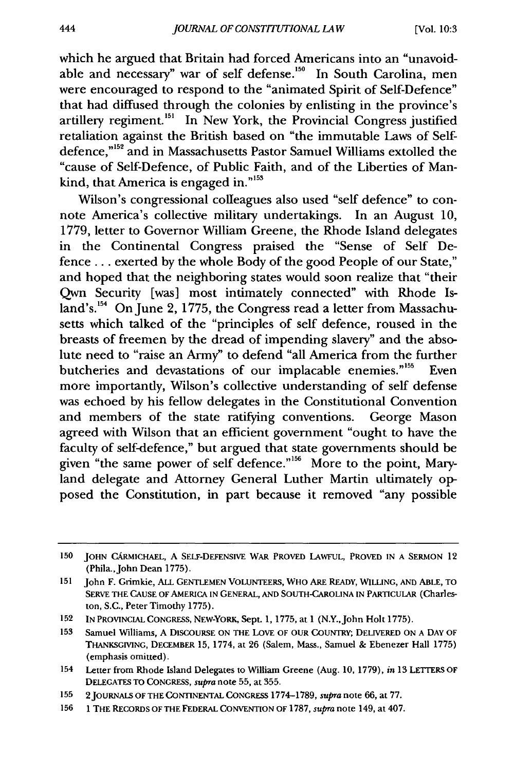which he argued that Britain had forced Americans into an "unavoidable and necessary" war of self defense.[150] In South Carolina, men were encouraged to respond to the "animated Spirit of Self-Defence" that had diffused through the colonies by enlisting in the province's artillery regiment.[151] In New York, the Provincial Congress justified retaliation against the British based on "the immutable Laws of Self-defence,"[152] and in Massachusetts Pastor Samuel Williams extolled the "cause of Self-Defence, of Public Faith, and of the Liberties of Mankind, that America is engaged in."[153]

Wilson's congressional colleagues also used "self defence" to connote America's collective military undertakings. In an August 10, 1779, letter to Governor William Greene, the Rhode Island delegates in the Continental Congress praised the "Sense of Self Defence . . . exerted by the whole Body of the good People of our State," and hoped that the neighboring states would soon realize that "their Own Security [was] most intimately connected" with Rhode Island's.[154] On June 2, 1775, the Congress read a letter from Massachusetts which talked of the "principles of self defence, roused in the breasts of freemen by the dread of impending slavery" and the absolute need to "raise an Army" to defend "all America from the further butcheries and devastations of our implacable enemies."[155] Even more importantly, Wilson's collective understanding of self defense was echoed by his fellow delegates in the Constitutional Convention and members of the state ratifying conventions. George Mason agreed with Wilson that an efficient government "ought to have the faculty of self-defence," but argued that state governments should be given "the same power of self defence."[156] More to the point, Maryland delegate and Attorney General Luther Martin ultimately opposed the Constitution, in part because it removed "any possible

---

150 JOHN CARMICHAEL, A SELF-DEFENSIVE WAR PROVED LAWFUL, PROVED IN A SERMON 12 (Phila., John Dean 1775).

151 John F. Grimkie, ALL GENTLEMEN VOLUNTEERS, WHO ARE READY, WILLING, AND ABLE, TO SERVE THE CAUSE OF AMERICA IN GENERAL, AND SOUTH-CAROLINA IN PARTICULAR (Charleston, S.C., Peter Timothy 1775).

152 IN PROVINCIAL CONGRESS, NEW-YORK, Sept. 1, 1775, at 1 (N.Y., John Holt 1775).

153 Samuel Williams, A DISCOURSE ON THE LOVE OF OUR COUNTRY; DELIVERED ON A DAY OF THANKSGIVING, DECEMBER 15, 1774, at 26 (Salem, Mass., Samuel & Ebenezer Hall 1775) (emphasis omitted).

154 Letter from Rhode Island Delegates to William Greene (Aug. 10, 1779), *in* 13 LETTERS OF DELEGATES TO CONGRESS, *supra* note 55, at 355.

155 2 JOURNALS OF THE CONTINENTAL CONGRESS 1774–1789, *supra* note 66, at 77.

156 1 THE RECORDS OF THE FEDERAL CONVENTION OF 1787, *supra* note 149, at 407.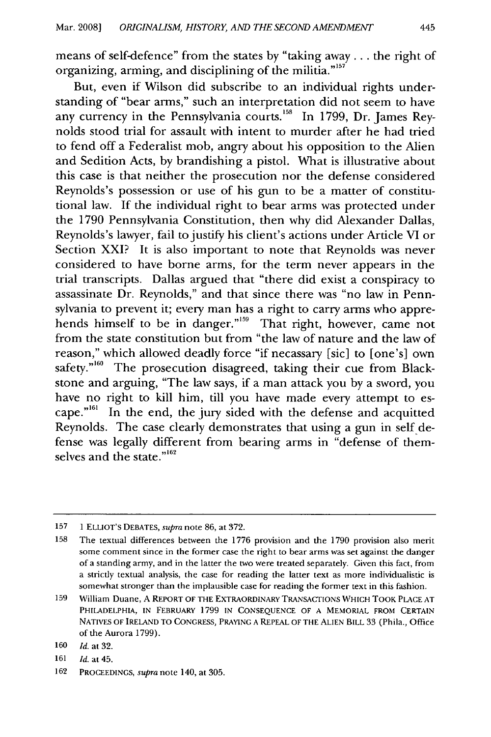means of self-defence" from the states by "taking away . . . the right of organizing, arming, and disciplining of the militia."[157]

But, even if Wilson did subscribe to an individual rights understanding of "bear arms," such an interpretation did not seem to have any currency in the Pennsylvania courts.[158] In 1799, Dr. James Reynolds stood trial for assault with intent to murder after he had tried to fend off a Federalist mob, angry about his opposition to the Alien and Sedition Acts, by brandishing a pistol. What is illustrative about this case is that neither the prosecution nor the defense considered Reynolds's possession or use of his gun to be a matter of constitutional law. If the individual right to bear arms was protected under the 1790 Pennsylvania Constitution, then why did Alexander Dallas, Reynolds's lawyer, fail to justify his client's actions under Article VI or Section XXI? It is also important to note that Reynolds was never considered to have borne arms, for the term never appears in the trial transcripts. Dallas argued that "there did exist a conspiracy to assassinate Dr. Reynolds," and that since there was "no law in Pennsylvania to prevent it; every man has a right to carry arms who apprehends himself to be in danger."[159] That right, however, came not from the state constitution but from "the law of nature and the law of reason," which allowed deadly force "if necassary [sic] to [one's] own safety."[160] The prosecution disagreed, taking their cue from Blackstone and arguing, "The law says, if a man attack you by a sword, you have no right to kill him, till you have made every attempt to escape."[161] In the end, the jury sided with the defense and acquitted Reynolds. The case clearly demonstrates that using a gun in self defense was legally different from bearing arms in "defense of themselves and the state."[162]

---

157 1 ELLIOT'S DEBATES, *supra* note 86, at 372.

158 The textual differences between the 1776 provision and the 1790 provision also merit some comment since in the former case the right to bear arms was set against the danger of a standing army, and in the latter the two were treated separately. Given this fact, from a strictly textual analysis, the case for reading the latter text as more individualistic is somewhat stronger than the implausible case for reading the former text in this fashion.

159 William Duane, A REPORT OF THE EXTRAORDINARY TRANSACTIONS WHICH TOOK PLACE AT PHILADELPHIA, IN FEBRUARY 1799 IN CONSEQUENCE OF A MEMORIAL FROM CERTAIN NATIVES OF IRELAND TO CONGRESS, PRAYING A REPEAL OF THE ALIEN BILL 33 (Phila., Office of the Aurora 1799).

160 *Id.* at 32.

161 *Id.* at 45.

162 PROCEEDINGS, *supra* note 140, at 305.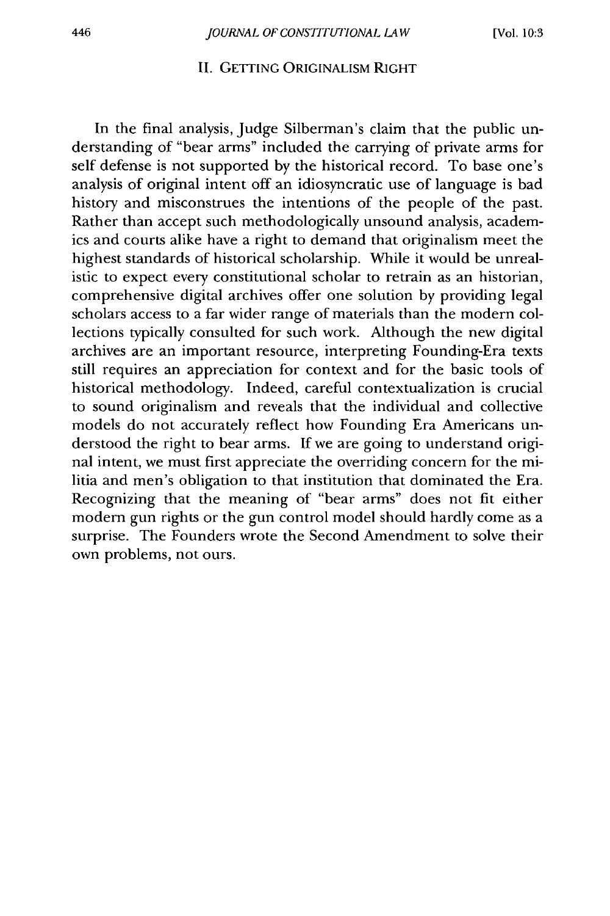## II. GETTING ORIGINALISM RIGHT

In the final analysis, Judge Silberman's claim that the public understanding of "bear arms" included the carrying of private arms for self defense is not supported by the historical record. To base one's analysis of original intent off an idiosyncratic use of language is bad history and misconstrues the intentions of the people of the past. Rather than accept such methodologically unsound analysis, academics and courts alike have a right to demand that originalism meet the highest standards of historical scholarship. While it would be unrealistic to expect every constitutional scholar to retrain as an historian, comprehensive digital archives offer one solution by providing legal scholars access to a far wider range of materials than the modern collections typically consulted for such work. Although the new digital archives are an important resource, interpreting Founding-Era texts still requires an appreciation for context and for the basic tools of historical methodology. Indeed, careful contextualization is crucial to sound originalism and reveals that the individual and collective models do not accurately reflect how Founding Era Americans understood the right to bear arms. If we are going to understand original intent, we must first appreciate the overriding concern for the militia and men's obligation to that institution that dominated the Era. Recognizing that the meaning of "bear arms" does not fit either modern gun rights or the gun control model should hardly come as a surprise. The Founders wrote the Second Amendment to solve their own problems, not ours.